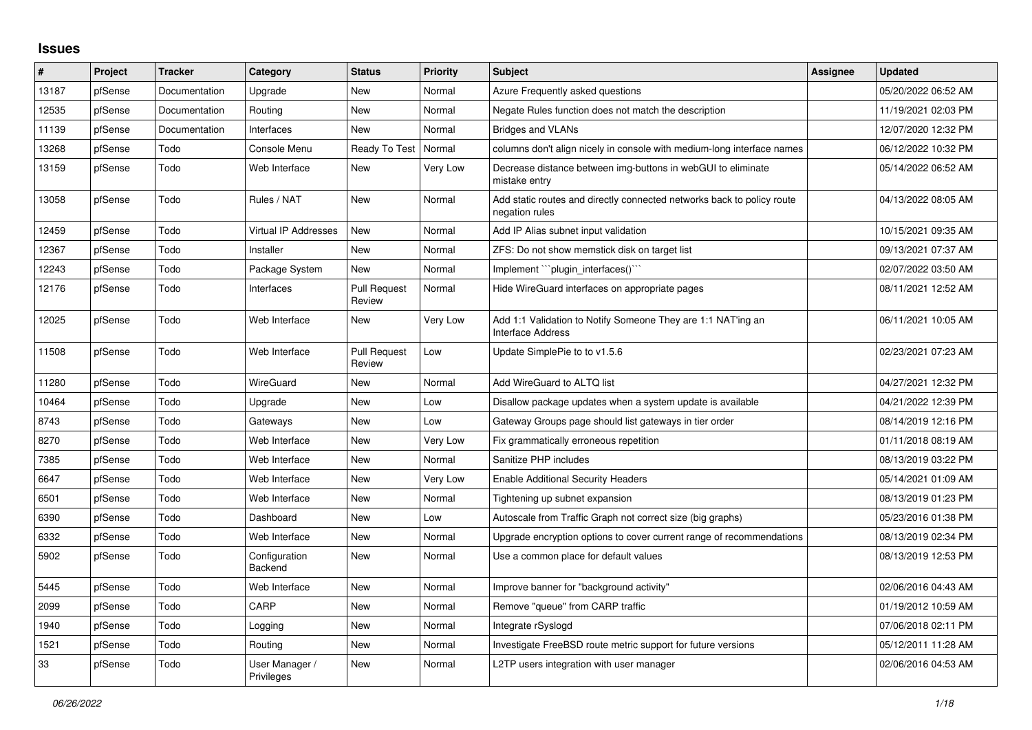# Issues

| # | Project | Tracker | Category | Status | Priority | Subject | Assignee | Updated |
|---|---|---|---|---|---|---|---|---|
| 13187 | pfSense | Documentation | Upgrade | New | Normal | Azure Frequently asked questions | | 05/20/2022 06:52 AM |
| 12535 | pfSense | Documentation | Routing | New | Normal | Negate Rules function does not match the description | | 11/19/2021 02:03 PM |
| 11139 | pfSense | Documentation | Interfaces | New | Normal | Bridges and VLANs | | 12/07/2020 12:32 PM |
| 13268 | pfSense | Todo | Console Menu | Ready To Test | Normal | columns don't align nicely in console with medium-long interface names | | 06/12/2022 10:32 PM |
| 13159 | pfSense | Todo | Web Interface | New | Very Low | Decrease distance between img-buttons in webGUI to eliminate mistake entry | | 05/14/2022 06:52 AM |
| 13058 | pfSense | Todo | Rules / NAT | New | Normal | Add static routes and directly connected networks back to policy route negation rules | | 04/13/2022 08:05 AM |
| 12459 | pfSense | Todo | Virtual IP Addresses | New | Normal | Add IP Alias subnet input validation | | 10/15/2021 09:35 AM |
| 12367 | pfSense | Todo | Installer | New | Normal | ZFS: Do not show memstick disk on target list | | 09/13/2021 07:37 AM |
| 12243 | pfSense | Todo | Package System | New | Normal | Implement ```plugin_interfaces()``` | | 02/07/2022 03:50 AM |
| 12176 | pfSense | Todo | Interfaces | Pull Request Review | Normal | Hide WireGuard interfaces on appropriate pages | | 08/11/2021 12:52 AM |
| 12025 | pfSense | Todo | Web Interface | New | Very Low | Add 1:1 Validation to Notify Someone They are 1:1 NAT'ing an Interface Address | | 06/11/2021 10:05 AM |
| 11508 | pfSense | Todo | Web Interface | Pull Request Review | Low | Update SimplePie to to v1.5.6 | | 02/23/2021 07:23 AM |
| 11280 | pfSense | Todo | WireGuard | New | Normal | Add WireGuard to ALTQ list | | 04/27/2021 12:32 PM |
| 10464 | pfSense | Todo | Upgrade | New | Low | Disallow package updates when a system update is available | | 04/21/2022 12:39 PM |
| 8743 | pfSense | Todo | Gateways | New | Low | Gateway Groups page should list gateways in tier order | | 08/14/2019 12:16 PM |
| 8270 | pfSense | Todo | Web Interface | New | Very Low | Fix grammatically erroneous repetition | | 01/11/2018 08:19 AM |
| 7385 | pfSense | Todo | Web Interface | New | Normal | Sanitize PHP includes | | 08/13/2019 03:22 PM |
| 6647 | pfSense | Todo | Web Interface | New | Very Low | Enable Additional Security Headers | | 05/14/2021 01:09 AM |
| 6501 | pfSense | Todo | Web Interface | New | Normal | Tightening up subnet expansion | | 08/13/2019 01:23 PM |
| 6390 | pfSense | Todo | Dashboard | New | Low | Autoscale from Traffic Graph not correct size (big graphs) | | 05/23/2016 01:38 PM |
| 6332 | pfSense | Todo | Web Interface | New | Normal | Upgrade encryption options to cover current range of recommendations | | 08/13/2019 02:34 PM |
| 5902 | pfSense | Todo | Configuration Backend | New | Normal | Use a common place for default values | | 08/13/2019 12:53 PM |
| 5445 | pfSense | Todo | Web Interface | New | Normal | Improve banner for "background activity" | | 02/06/2016 04:43 AM |
| 2099 | pfSense | Todo | CARP | New | Normal | Remove "queue" from CARP traffic | | 01/19/2012 10:59 AM |
| 1940 | pfSense | Todo | Logging | New | Normal | Integrate rSyslogd | | 07/06/2018 02:11 PM |
| 1521 | pfSense | Todo | Routing | New | Normal | Investigate FreeBSD route metric support for future versions | | 05/12/2011 11:28 AM |
| 33 | pfSense | Todo | User Manager / Privileges | New | Normal | L2TP users integration with user manager | | 02/06/2016 04:53 AM |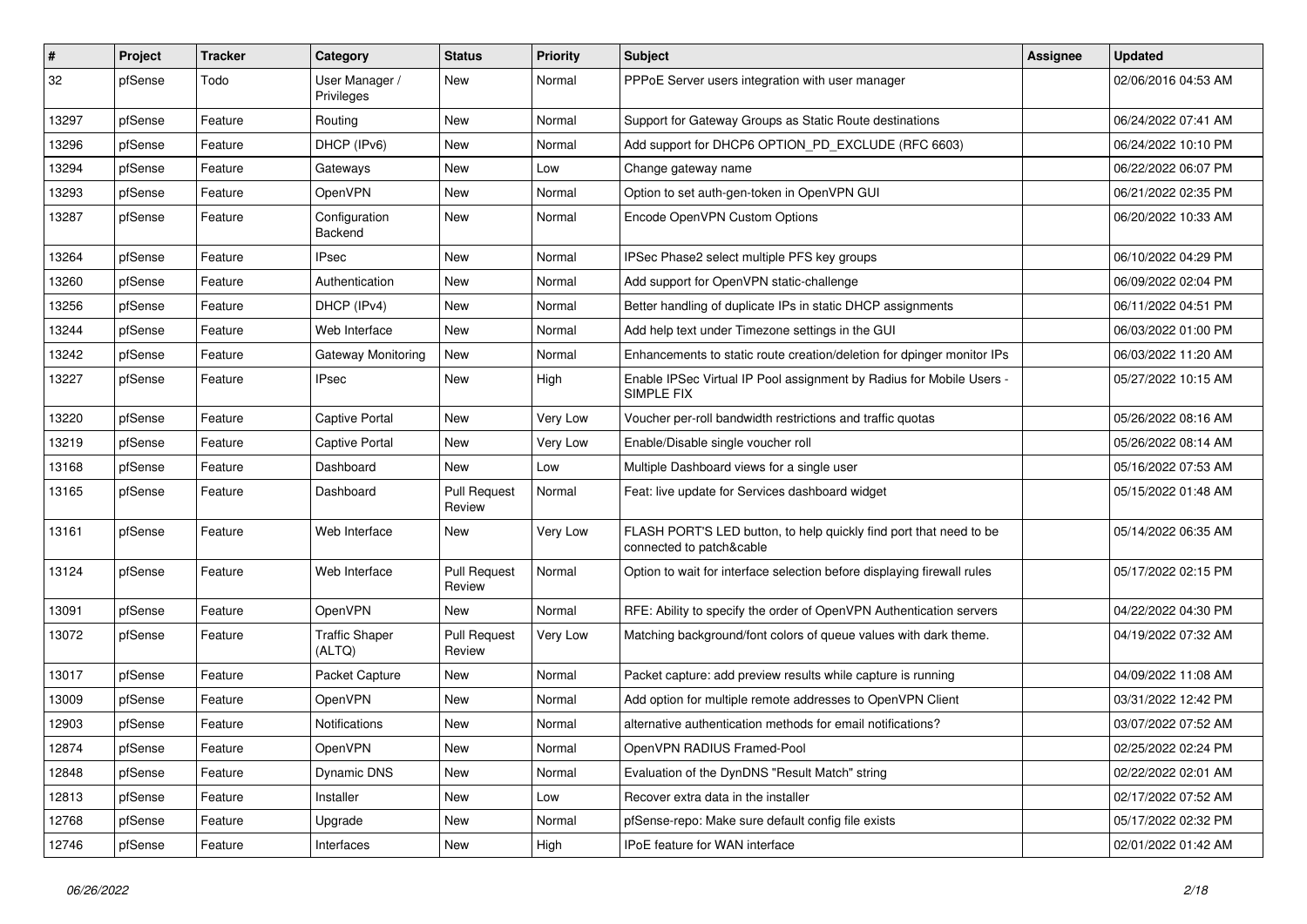| # | Project | Tracker | Category | Status | Priority | Subject | Assignee | Updated |
|---|---|---|---|---|---|---|---|---|
| 32 | pfSense | Todo | User Manager / Privileges | New | Normal | PPPoE Server users integration with user manager | | 02/06/2016 04:53 AM |
| 13297 | pfSense | Feature | Routing | New | Normal | Support for Gateway Groups as Static Route destinations | | 06/24/2022 07:41 AM |
| 13296 | pfSense | Feature | DHCP (IPv6) | New | Normal | Add support for DHCP6 OPTION_PD_EXCLUDE (RFC 6603) | | 06/24/2022 10:10 PM |
| 13294 | pfSense | Feature | Gateways | New | Low | Change gateway name | | 06/22/2022 06:07 PM |
| 13293 | pfSense | Feature | OpenVPN | New | Normal | Option to set auth-gen-token in OpenVPN GUI | | 06/21/2022 02:35 PM |
| 13287 | pfSense | Feature | Configuration Backend | New | Normal | Encode OpenVPN Custom Options | | 06/20/2022 10:33 AM |
| 13264 | pfSense | Feature | IPsec | New | Normal | IPSec Phase2 select multiple PFS key groups | | 06/10/2022 04:29 PM |
| 13260 | pfSense | Feature | Authentication | New | Normal | Add support for OpenVPN static-challenge | | 06/09/2022 02:04 PM |
| 13256 | pfSense | Feature | DHCP (IPv4) | New | Normal | Better handling of duplicate IPs in static DHCP assignments | | 06/11/2022 04:51 PM |
| 13244 | pfSense | Feature | Web Interface | New | Normal | Add help text under Timezone settings in the GUI | | 06/03/2022 01:00 PM |
| 13242 | pfSense | Feature | Gateway Monitoring | New | Normal | Enhancements to static route creation/deletion for dpinger monitor IPs | | 06/03/2022 11:20 AM |
| 13227 | pfSense | Feature | IPsec | New | High | Enable IPSec Virtual IP Pool assignment by Radius for Mobile Users - SIMPLE FIX | | 05/27/2022 10:15 AM |
| 13220 | pfSense | Feature | Captive Portal | New | Very Low | Voucher per-roll bandwidth restrictions and traffic quotas | | 05/26/2022 08:16 AM |
| 13219 | pfSense | Feature | Captive Portal | New | Very Low | Enable/Disable single voucher roll | | 05/26/2022 08:14 AM |
| 13168 | pfSense | Feature | Dashboard | New | Low | Multiple Dashboard views for a single user | | 05/16/2022 07:53 AM |
| 13165 | pfSense | Feature | Dashboard | Pull Request Review | Normal | Feat: live update for Services dashboard widget | | 05/15/2022 01:48 AM |
| 13161 | pfSense | Feature | Web Interface | New | Very Low | FLASH PORT'S LED button, to help quickly find port that need to be connected to patch&cable | | 05/14/2022 06:35 AM |
| 13124 | pfSense | Feature | Web Interface | Pull Request Review | Normal | Option to wait for interface selection before displaying firewall rules | | 05/17/2022 02:15 PM |
| 13091 | pfSense | Feature | OpenVPN | New | Normal | RFE: Ability to specify the order of OpenVPN Authentication servers | | 04/22/2022 04:30 PM |
| 13072 | pfSense | Feature | Traffic Shaper (ALTQ) | Pull Request Review | Very Low | Matching background/font colors of queue values with dark theme. | | 04/19/2022 07:32 AM |
| 13017 | pfSense | Feature | Packet Capture | New | Normal | Packet capture: add preview results while capture is running | | 04/09/2022 11:08 AM |
| 13009 | pfSense | Feature | OpenVPN | New | Normal | Add option for multiple remote addresses to OpenVPN Client | | 03/31/2022 12:42 PM |
| 12903 | pfSense | Feature | Notifications | New | Normal | alternative authentication methods for email notifications? | | 03/07/2022 07:52 AM |
| 12874 | pfSense | Feature | OpenVPN | New | Normal | OpenVPN RADIUS Framed-Pool | | 02/25/2022 02:24 PM |
| 12848 | pfSense | Feature | Dynamic DNS | New | Normal | Evaluation of the DynDNS "Result Match" string | | 02/22/2022 02:01 AM |
| 12813 | pfSense | Feature | Installer | New | Low | Recover extra data in the installer | | 02/17/2022 07:52 AM |
| 12768 | pfSense | Feature | Upgrade | New | Normal | pfSense-repo: Make sure default config file exists | | 05/17/2022 02:32 PM |
| 12746 | pfSense | Feature | Interfaces | New | High | IPoE feature for WAN interface | | 02/01/2022 01:42 AM |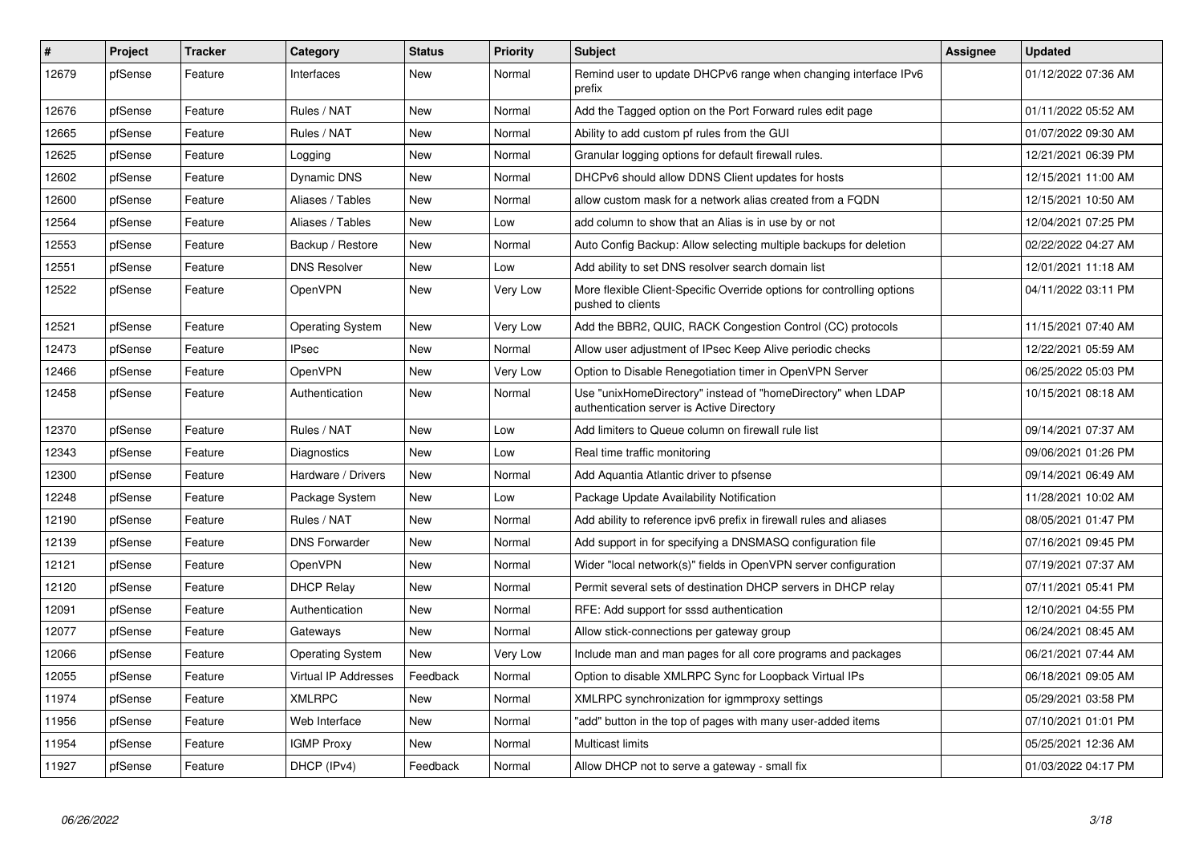| # | Project | Tracker | Category | Status | Priority | Subject | Assignee | Updated |
|---|---|---|---|---|---|---|---|---|
| 12679 | pfSense | Feature | Interfaces | New | Normal | Remind user to update DHCPv6 range when changing interface IPv6 prefix | | 01/12/2022 07:36 AM |
| 12676 | pfSense | Feature | Rules / NAT | New | Normal | Add the Tagged option on the Port Forward rules edit page | | 01/11/2022 05:52 AM |
| 12665 | pfSense | Feature | Rules / NAT | New | Normal | Ability to add custom pf rules from the GUI | | 01/07/2022 09:30 AM |
| 12625 | pfSense | Feature | Logging | New | Normal | Granular logging options for default firewall rules. | | 12/21/2021 06:39 PM |
| 12602 | pfSense | Feature | Dynamic DNS | New | Normal | DHCPv6 should allow DDNS Client updates for hosts | | 12/15/2021 11:00 AM |
| 12600 | pfSense | Feature | Aliases / Tables | New | Normal | allow custom mask for a network alias created from a FQDN | | 12/15/2021 10:50 AM |
| 12564 | pfSense | Feature | Aliases / Tables | New | Low | add column to show that an Alias is in use by or not | | 12/04/2021 07:25 PM |
| 12553 | pfSense | Feature | Backup / Restore | New | Normal | Auto Config Backup: Allow selecting multiple backups for deletion | | 02/22/2022 04:27 AM |
| 12551 | pfSense | Feature | DNS Resolver | New | Low | Add ability to set DNS resolver search domain list | | 12/01/2021 11:18 AM |
| 12522 | pfSense | Feature | OpenVPN | New | Very Low | More flexible Client-Specific Override options for controlling options pushed to clients | | 04/11/2022 03:11 PM |
| 12521 | pfSense | Feature | Operating System | New | Very Low | Add the BBR2, QUIC, RACK Congestion Control (CC) protocols | | 11/15/2021 07:40 AM |
| 12473 | pfSense | Feature | IPsec | New | Normal | Allow user adjustment of IPsec Keep Alive periodic checks | | 12/22/2021 05:59 AM |
| 12466 | pfSense | Feature | OpenVPN | New | Very Low | Option to Disable Renegotiation timer in OpenVPN Server | | 06/25/2022 05:03 PM |
| 12458 | pfSense | Feature | Authentication | New | Normal | Use "unixHomeDirectory" instead of "homeDirectory" when LDAP authentication server is Active Directory | | 10/15/2021 08:18 AM |
| 12370 | pfSense | Feature | Rules / NAT | New | Low | Add limiters to Queue column on firewall rule list | | 09/14/2021 07:37 AM |
| 12343 | pfSense | Feature | Diagnostics | New | Low | Real time traffic monitoring | | 09/06/2021 01:26 PM |
| 12300 | pfSense | Feature | Hardware / Drivers | New | Normal | Add Aquantia Atlantic driver to pfsense | | 09/14/2021 06:49 AM |
| 12248 | pfSense | Feature | Package System | New | Low | Package Update Availability Notification | | 11/28/2021 10:02 AM |
| 12190 | pfSense | Feature | Rules / NAT | New | Normal | Add ability to reference ipv6 prefix in firewall rules and aliases | | 08/05/2021 01:47 PM |
| 12139 | pfSense | Feature | DNS Forwarder | New | Normal | Add support in for specifying a DNSMASQ configuration file | | 07/16/2021 09:45 PM |
| 12121 | pfSense | Feature | OpenVPN | New | Normal | Wider "local network(s)" fields in OpenVPN server configuration | | 07/19/2021 07:37 AM |
| 12120 | pfSense | Feature | DHCP Relay | New | Normal | Permit several sets of destination DHCP servers in DHCP relay | | 07/11/2021 05:41 PM |
| 12091 | pfSense | Feature | Authentication | New | Normal | RFE: Add support for sssd authentication | | 12/10/2021 04:55 PM |
| 12077 | pfSense | Feature | Gateways | New | Normal | Allow stick-connections per gateway group | | 06/24/2021 08:45 AM |
| 12066 | pfSense | Feature | Operating System | New | Very Low | Include man and man pages for all core programs and packages | | 06/21/2021 07:44 AM |
| 12055 | pfSense | Feature | Virtual IP Addresses | Feedback | Normal | Option to disable XMLRPC Sync for Loopback Virtual IPs | | 06/18/2021 09:05 AM |
| 11974 | pfSense | Feature | XMLRPC | New | Normal | XMLRPC synchronization for igmmproxy settings | | 05/29/2021 03:58 PM |
| 11956 | pfSense | Feature | Web Interface | New | Normal | "add" button in the top of pages with many user-added items | | 07/10/2021 01:01 PM |
| 11954 | pfSense | Feature | IGMP Proxy | New | Normal | Multicast limits | | 05/25/2021 12:36 AM |
| 11927 | pfSense | Feature | DHCP (IPv4) | Feedback | Normal | Allow DHCP not to serve a gateway - small fix | | 01/03/2022 04:17 PM |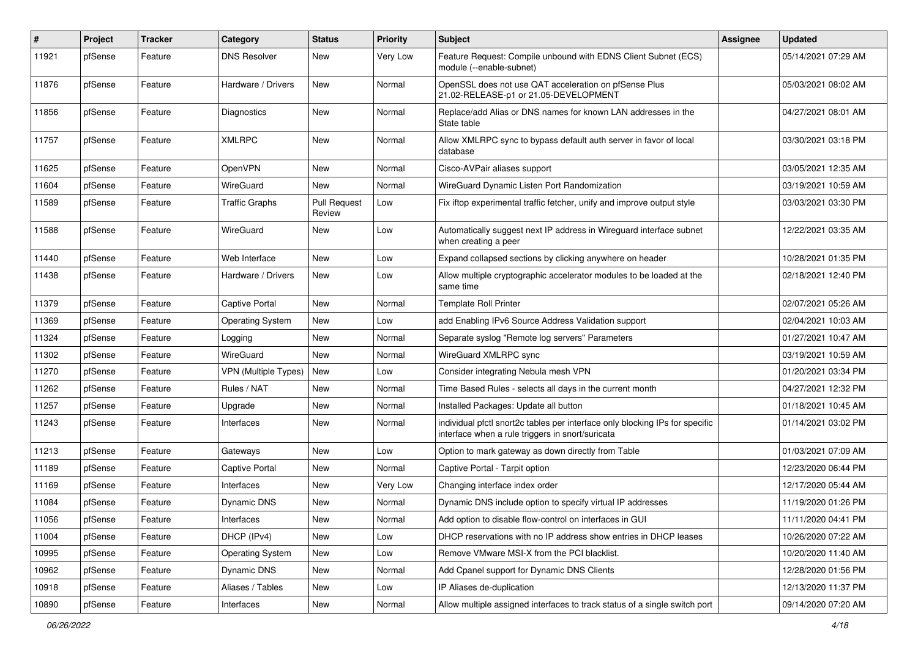| # | Project | Tracker | Category | Status | Priority | Subject | Assignee | Updated |
|---|---|---|---|---|---|---|---|---|
| 11921 | pfSense | Feature | DNS Resolver | New | Very Low | Feature Request: Compile unbound with EDNS Client Subnet (ECS) module (--enable-subnet) | | 05/14/2021 07:29 AM |
| 11876 | pfSense | Feature | Hardware / Drivers | New | Normal | OpenSSL does not use QAT acceleration on pfSense Plus 21.02-RELEASE-p1 or 21.05-DEVELOPMENT | | 05/03/2021 08:02 AM |
| 11856 | pfSense | Feature | Diagnostics | New | Normal | Replace/add Alias or DNS names for known LAN addresses in the State table | | 04/27/2021 08:01 AM |
| 11757 | pfSense | Feature | XMLRPC | New | Normal | Allow XMLRPC sync to bypass default auth server in favor of local database | | 03/30/2021 03:18 PM |
| 11625 | pfSense | Feature | OpenVPN | New | Normal | Cisco-AVPair aliases support | | 03/05/2021 12:35 AM |
| 11604 | pfSense | Feature | WireGuard | New | Normal | WireGuard Dynamic Listen Port Randomization | | 03/19/2021 10:59 AM |
| 11589 | pfSense | Feature | Traffic Graphs | Pull Request Review | Low | Fix iftop experimental traffic fetcher, unify and improve output style | | 03/03/2021 03:30 PM |
| 11588 | pfSense | Feature | WireGuard | New | Low | Automatically suggest next IP address in Wireguard interface subnet when creating a peer | | 12/22/2021 03:35 AM |
| 11440 | pfSense | Feature | Web Interface | New | Low | Expand collapsed sections by clicking anywhere on header | | 10/28/2021 01:35 PM |
| 11438 | pfSense | Feature | Hardware / Drivers | New | Low | Allow multiple cryptographic accelerator modules to be loaded at the same time | | 02/18/2021 12:40 PM |
| 11379 | pfSense | Feature | Captive Portal | New | Normal | Template Roll Printer | | 02/07/2021 05:26 AM |
| 11369 | pfSense | Feature | Operating System | New | Low | add Enabling IPv6 Source Address Validation support | | 02/04/2021 10:03 AM |
| 11324 | pfSense | Feature | Logging | New | Normal | Separate syslog "Remote log servers" Parameters | | 01/27/2021 10:47 AM |
| 11302 | pfSense | Feature | WireGuard | New | Normal | WireGuard XMLRPC sync | | 03/19/2021 10:59 AM |
| 11270 | pfSense | Feature | VPN (Multiple Types) | New | Low | Consider integrating Nebula mesh VPN | | 01/20/2021 03:34 PM |
| 11262 | pfSense | Feature | Rules / NAT | New | Normal | Time Based Rules - selects all days in the current month | | 04/27/2021 12:32 PM |
| 11257 | pfSense | Feature | Upgrade | New | Normal | Installed Packages: Update all button | | 01/18/2021 10:45 AM |
| 11243 | pfSense | Feature | Interfaces | New | Normal | individual pfctl snort2c tables per interface only blocking IPs for specific interface when a rule triggers in snort/suricata | | 01/14/2021 03:02 PM |
| 11213 | pfSense | Feature | Gateways | New | Low | Option to mark gateway as down directly from Table | | 01/03/2021 07:09 AM |
| 11189 | pfSense | Feature | Captive Portal | New | Normal | Captive Portal - Tarpit option | | 12/23/2020 06:44 PM |
| 11169 | pfSense | Feature | Interfaces | New | Very Low | Changing interface index order | | 12/17/2020 05:44 AM |
| 11084 | pfSense | Feature | Dynamic DNS | New | Normal | Dynamic DNS include option to specify virtual IP addresses | | 11/19/2020 01:26 PM |
| 11056 | pfSense | Feature | Interfaces | New | Normal | Add option to disable flow-control on interfaces in GUI | | 11/11/2020 04:41 PM |
| 11004 | pfSense | Feature | DHCP (IPv4) | New | Low | DHCP reservations with no IP address show entries in DHCP leases | | 10/26/2020 07:22 AM |
| 10995 | pfSense | Feature | Operating System | New | Low | Remove VMware MSI-X from the PCI blacklist. | | 10/20/2020 11:40 AM |
| 10962 | pfSense | Feature | Dynamic DNS | New | Normal | Add Cpanel support for Dynamic DNS Clients | | 12/28/2020 01:56 PM |
| 10918 | pfSense | Feature | Aliases / Tables | New | Low | IP Aliases de-duplication | | 12/13/2020 11:37 PM |
| 10890 | pfSense | Feature | Interfaces | New | Normal | Allow multiple assigned interfaces to track status of a single switch port | | 09/14/2020 07:20 AM |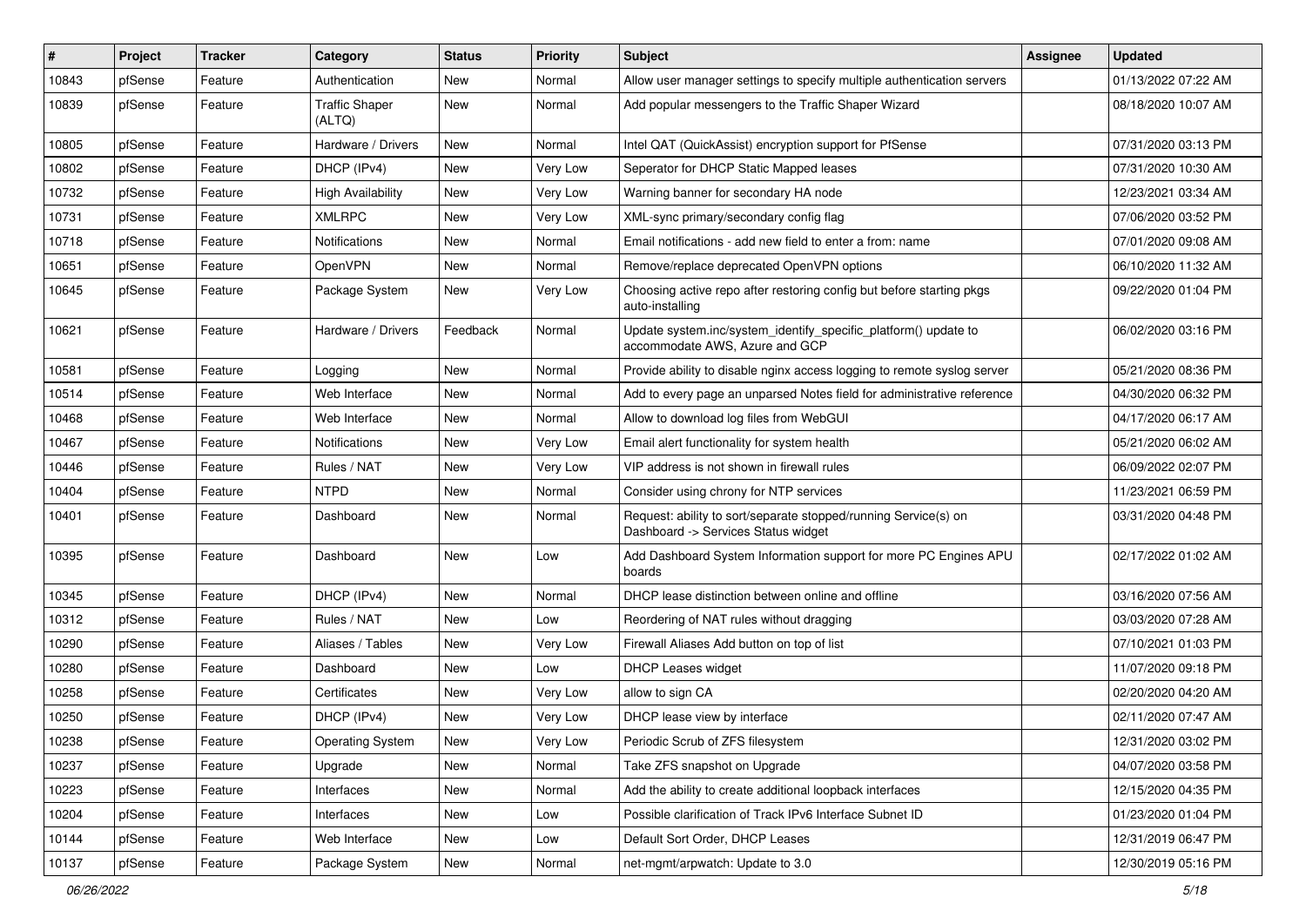| # | Project | Tracker | Category | Status | Priority | Subject | Assignee | Updated |
|---|---|---|---|---|---|---|---|---|
| 10843 | pfSense | Feature | Authentication | New | Normal | Allow user manager settings to specify multiple authentication servers | | 01/13/2022 07:22 AM |
| 10839 | pfSense | Feature | Traffic Shaper (ALTQ) | New | Normal | Add popular messengers to the Traffic Shaper Wizard | | 08/18/2020 10:07 AM |
| 10805 | pfSense | Feature | Hardware / Drivers | New | Normal | Intel QAT (QuickAssist) encryption support for PfSense | | 07/31/2020 03:13 PM |
| 10802 | pfSense | Feature | DHCP (IPv4) | New | Very Low | Seperator for DHCP Static Mapped leases | | 07/31/2020 10:30 AM |
| 10732 | pfSense | Feature | High Availability | New | Very Low | Warning banner for secondary HA node | | 12/23/2021 03:34 AM |
| 10731 | pfSense | Feature | XMLRPC | New | Very Low | XML-sync primary/secondary config flag | | 07/06/2020 03:52 PM |
| 10718 | pfSense | Feature | Notifications | New | Normal | Email notifications - add new field to enter a from: name | | 07/01/2020 09:08 AM |
| 10651 | pfSense | Feature | OpenVPN | New | Normal | Remove/replace deprecated OpenVPN options | | 06/10/2020 11:32 AM |
| 10645 | pfSense | Feature | Package System | New | Very Low | Choosing active repo after restoring config but before starting pkgs auto-installing | | 09/22/2020 01:04 PM |
| 10621 | pfSense | Feature | Hardware / Drivers | Feedback | Normal | Update system.inc/system_identify_specific_platform() update to accommodate AWS, Azure and GCP | | 06/02/2020 03:16 PM |
| 10581 | pfSense | Feature | Logging | New | Normal | Provide ability to disable nginx access logging to remote syslog server | | 05/21/2020 08:36 PM |
| 10514 | pfSense | Feature | Web Interface | New | Normal | Add to every page an unparsed Notes field for administrative reference | | 04/30/2020 06:32 PM |
| 10468 | pfSense | Feature | Web Interface | New | Normal | Allow to download log files from WebGUI | | 04/17/2020 06:17 AM |
| 10467 | pfSense | Feature | Notifications | New | Very Low | Email alert functionality for system health | | 05/21/2020 06:02 AM |
| 10446 | pfSense | Feature | Rules / NAT | New | Very Low | VIP address is not shown in firewall rules | | 06/09/2022 02:07 PM |
| 10404 | pfSense | Feature | NTPD | New | Normal | Consider using chrony for NTP services | | 11/23/2021 06:59 PM |
| 10401 | pfSense | Feature | Dashboard | New | Normal | Request: ability to sort/separate stopped/running Service(s) on Dashboard -> Services Status widget | | 03/31/2020 04:48 PM |
| 10395 | pfSense | Feature | Dashboard | New | Low | Add Dashboard System Information support for more PC Engines APU boards | | 02/17/2022 01:02 AM |
| 10345 | pfSense | Feature | DHCP (IPv4) | New | Normal | DHCP lease distinction between online and offline | | 03/16/2020 07:56 AM |
| 10312 | pfSense | Feature | Rules / NAT | New | Low | Reordering of NAT rules without dragging | | 03/03/2020 07:28 AM |
| 10290 | pfSense | Feature | Aliases / Tables | New | Very Low | Firewall Aliases Add button on top of list | | 07/10/2021 01:03 PM |
| 10280 | pfSense | Feature | Dashboard | New | Low | DHCP Leases widget | | 11/07/2020 09:18 PM |
| 10258 | pfSense | Feature | Certificates | New | Very Low | allow to sign CA | | 02/20/2020 04:20 AM |
| 10250 | pfSense | Feature | DHCP (IPv4) | New | Very Low | DHCP lease view by interface | | 02/11/2020 07:47 AM |
| 10238 | pfSense | Feature | Operating System | New | Very Low | Periodic Scrub of ZFS filesystem | | 12/31/2020 03:02 PM |
| 10237 | pfSense | Feature | Upgrade | New | Normal | Take ZFS snapshot on Upgrade | | 04/07/2020 03:58 PM |
| 10223 | pfSense | Feature | Interfaces | New | Normal | Add the ability to create additional loopback interfaces | | 12/15/2020 04:35 PM |
| 10204 | pfSense | Feature | Interfaces | New | Low | Possible clarification of Track IPv6 Interface Subnet ID | | 01/23/2020 01:04 PM |
| 10144 | pfSense | Feature | Web Interface | New | Low | Default Sort Order, DHCP Leases | | 12/31/2019 06:47 PM |
| 10137 | pfSense | Feature | Package System | New | Normal | net-mgmt/arpwatch: Update to 3.0 | | 12/30/2019 05:16 PM |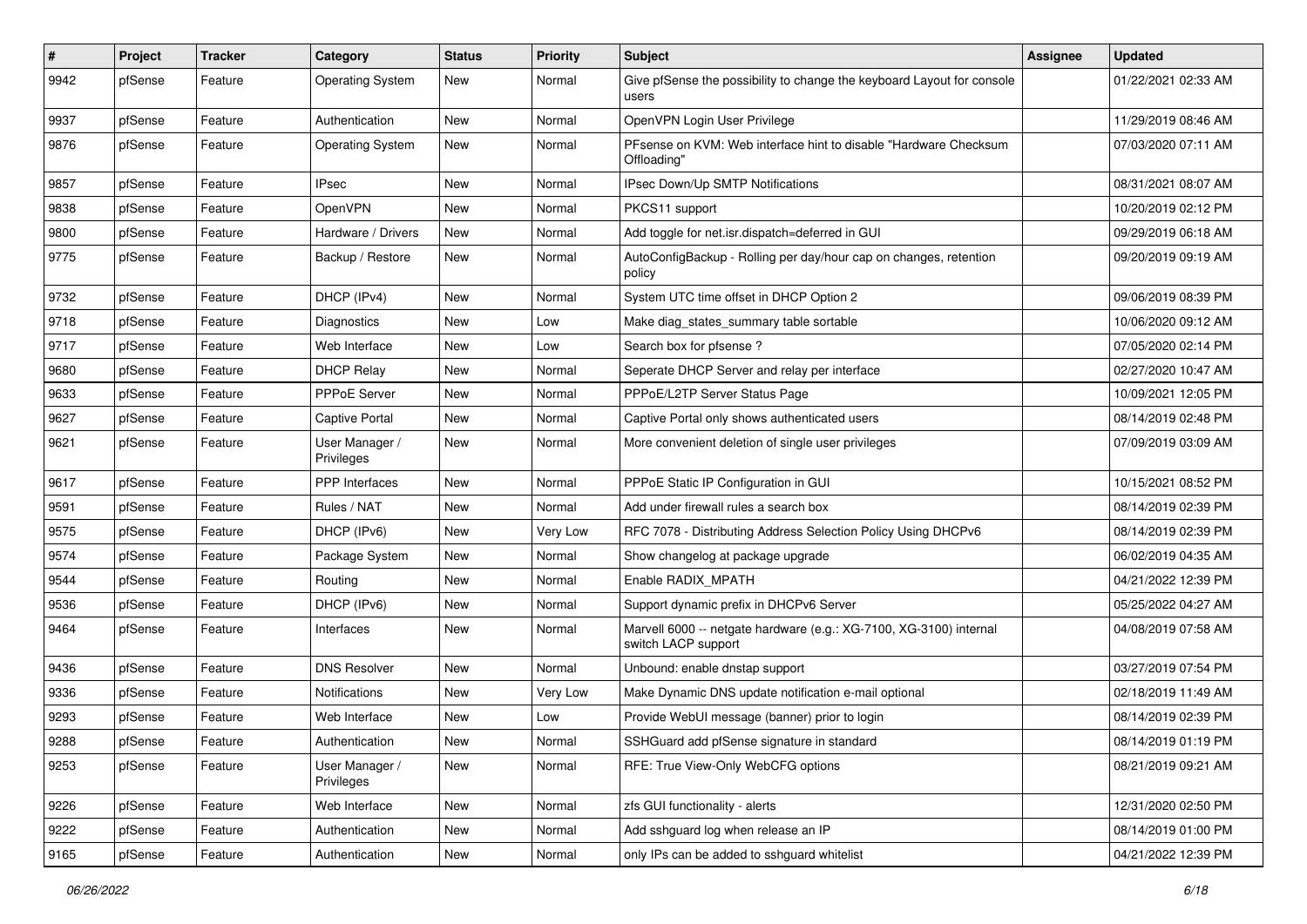| # | Project | Tracker | Category | Status | Priority | Subject | Assignee | Updated |
|---|---|---|---|---|---|---|---|---|
| 9942 | pfSense | Feature | Operating System | New | Normal | Give pfSense the possibility to change the keyboard Layout for console users | | 01/22/2021 02:33 AM |
| 9937 | pfSense | Feature | Authentication | New | Normal | OpenVPN Login User Privilege | | 11/29/2019 08:46 AM |
| 9876 | pfSense | Feature | Operating System | New | Normal | PFsense on KVM: Web interface hint to disable "Hardware Checksum Offloading" | | 07/03/2020 07:11 AM |
| 9857 | pfSense | Feature | IPsec | New | Normal | IPsec Down/Up SMTP Notifications | | 08/31/2021 08:07 AM |
| 9838 | pfSense | Feature | OpenVPN | New | Normal | PKCS11 support | | 10/20/2019 02:12 PM |
| 9800 | pfSense | Feature | Hardware / Drivers | New | Normal | Add toggle for net.isr.dispatch=deferred in GUI | | 09/29/2019 06:18 AM |
| 9775 | pfSense | Feature | Backup / Restore | New | Normal | AutoConfigBackup - Rolling per day/hour cap on changes, retention policy | | 09/20/2019 09:19 AM |
| 9732 | pfSense | Feature | DHCP (IPv4) | New | Normal | System UTC time offset in DHCP Option 2 | | 09/06/2019 08:39 PM |
| 9718 | pfSense | Feature | Diagnostics | New | Low | Make diag_states_summary table sortable | | 10/06/2020 09:12 AM |
| 9717 | pfSense | Feature | Web Interface | New | Low | Search box for pfsense ? | | 07/05/2020 02:14 PM |
| 9680 | pfSense | Feature | DHCP Relay | New | Normal | Seperate DHCP Server and relay per interface | | 02/27/2020 10:47 AM |
| 9633 | pfSense | Feature | PPPoE Server | New | Normal | PPPoE/L2TP Server Status Page | | 10/09/2021 12:05 PM |
| 9627 | pfSense | Feature | Captive Portal | New | Normal | Captive Portal only shows authenticated users | | 08/14/2019 02:48 PM |
| 9621 | pfSense | Feature | User Manager / Privileges | New | Normal | More convenient deletion of single user privileges | | 07/09/2019 03:09 AM |
| 9617 | pfSense | Feature | PPP Interfaces | New | Normal | PPPoE Static IP Configuration in GUI | | 10/15/2021 08:52 PM |
| 9591 | pfSense | Feature | Rules / NAT | New | Normal | Add under firewall rules a search box | | 08/14/2019 02:39 PM |
| 9575 | pfSense | Feature | DHCP (IPv6) | New | Very Low | RFC 7078 - Distributing Address Selection Policy Using DHCPv6 | | 08/14/2019 02:39 PM |
| 9574 | pfSense | Feature | Package System | New | Normal | Show changelog at package upgrade | | 06/02/2019 04:35 AM |
| 9544 | pfSense | Feature | Routing | New | Normal | Enable RADIX_MPATH | | 04/21/2022 12:39 PM |
| 9536 | pfSense | Feature | DHCP (IPv6) | New | Normal | Support dynamic prefix in DHCPv6 Server | | 05/25/2022 04:27 AM |
| 9464 | pfSense | Feature | Interfaces | New | Normal | Marvell 6000 -- netgate hardware (e.g.: XG-7100, XG-3100) internal switch LACP support | | 04/08/2019 07:58 AM |
| 9436 | pfSense | Feature | DNS Resolver | New | Normal | Unbound: enable dnstap support | | 03/27/2019 07:54 PM |
| 9336 | pfSense | Feature | Notifications | New | Very Low | Make Dynamic DNS update notification e-mail optional | | 02/18/2019 11:49 AM |
| 9293 | pfSense | Feature | Web Interface | New | Low | Provide WebUI message (banner) prior to login | | 08/14/2019 02:39 PM |
| 9288 | pfSense | Feature | Authentication | New | Normal | SSHGuard add pfSense signature in standard | | 08/14/2019 01:19 PM |
| 9253 | pfSense | Feature | User Manager / Privileges | New | Normal | RFE: True View-Only WebCFG options | | 08/21/2019 09:21 AM |
| 9226 | pfSense | Feature | Web Interface | New | Normal | zfs GUI functionality - alerts | | 12/31/2020 02:50 PM |
| 9222 | pfSense | Feature | Authentication | New | Normal | Add sshguard log when release an IP | | 08/14/2019 01:00 PM |
| 9165 | pfSense | Feature | Authentication | New | Normal | only IPs can be added to sshguard whitelist | | 04/21/2022 12:39 PM |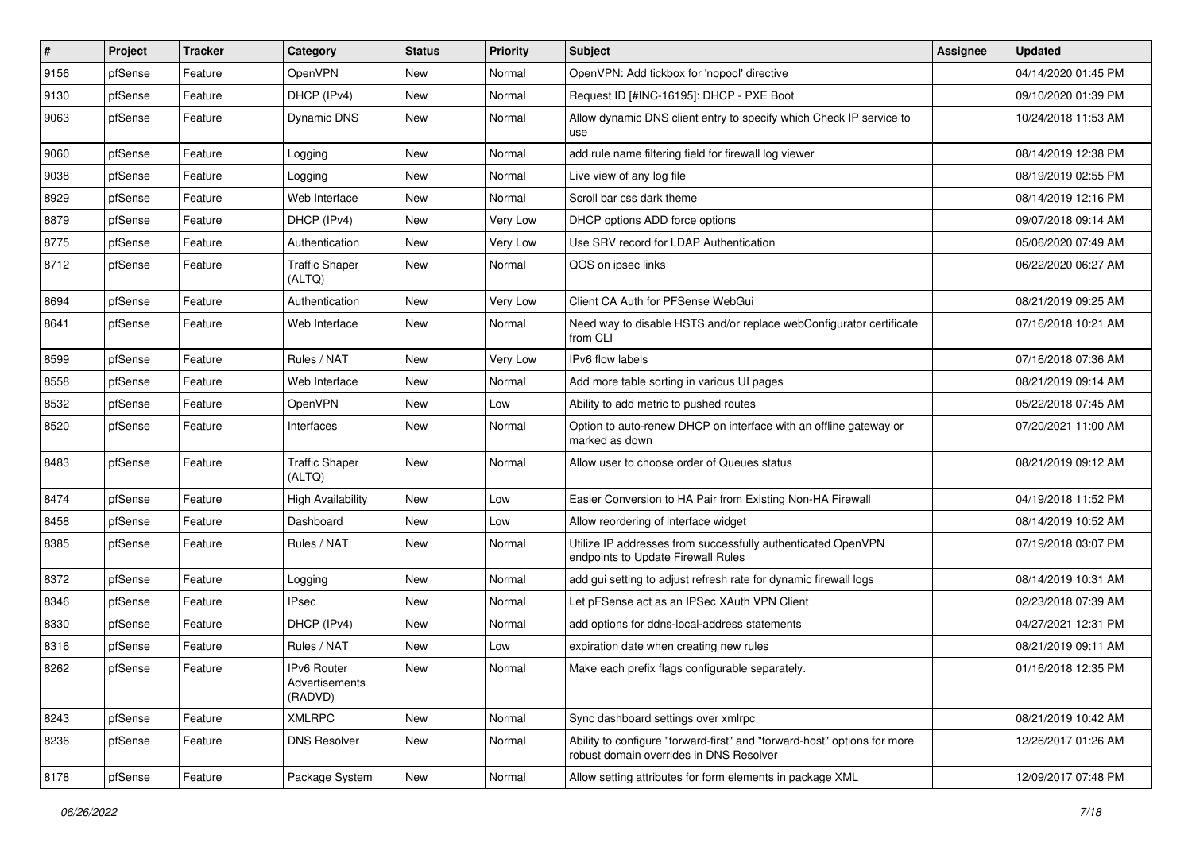| # | Project | Tracker | Category | Status | Priority | Subject | Assignee | Updated |
|---|---|---|---|---|---|---|---|---|
| 9156 | pfSense | Feature | OpenVPN | New | Normal | OpenVPN: Add tickbox for 'nopool' directive | | 04/14/2020 01:45 PM |
| 9130 | pfSense | Feature | DHCP (IPv4) | New | Normal | Request ID [#INC-16195]: DHCP - PXE Boot | | 09/10/2020 01:39 PM |
| 9063 | pfSense | Feature | Dynamic DNS | New | Normal | Allow dynamic DNS client entry to specify which Check IP service to use | | 10/24/2018 11:53 AM |
| 9060 | pfSense | Feature | Logging | New | Normal | add rule name filtering field for firewall log viewer | | 08/14/2019 12:38 PM |
| 9038 | pfSense | Feature | Logging | New | Normal | Live view of any log file | | 08/19/2019 02:55 PM |
| 8929 | pfSense | Feature | Web Interface | New | Normal | Scroll bar css dark theme | | 08/14/2019 12:16 PM |
| 8879 | pfSense | Feature | DHCP (IPv4) | New | Very Low | DHCP options ADD force options | | 09/07/2018 09:14 AM |
| 8775 | pfSense | Feature | Authentication | New | Very Low | Use SRV record for LDAP Authentication | | 05/06/2020 07:49 AM |
| 8712 | pfSense | Feature | Traffic Shaper (ALTQ) | New | Normal | QOS on ipsec links | | 06/22/2020 06:27 AM |
| 8694 | pfSense | Feature | Authentication | New | Very Low | Client CA Auth for PFSense WebGui | | 08/21/2019 09:25 AM |
| 8641 | pfSense | Feature | Web Interface | New | Normal | Need way to disable HSTS and/or replace webConfigurator certificate from CLI | | 07/16/2018 10:21 AM |
| 8599 | pfSense | Feature | Rules / NAT | New | Very Low | IPv6 flow labels | | 07/16/2018 07:36 AM |
| 8558 | pfSense | Feature | Web Interface | New | Normal | Add more table sorting in various UI pages | | 08/21/2019 09:14 AM |
| 8532 | pfSense | Feature | OpenVPN | New | Low | Ability to add metric to pushed routes | | 05/22/2018 07:45 AM |
| 8520 | pfSense | Feature | Interfaces | New | Normal | Option to auto-renew DHCP on interface with an offline gateway or marked as down | | 07/20/2021 11:00 AM |
| 8483 | pfSense | Feature | Traffic Shaper (ALTQ) | New | Normal | Allow user to choose order of Queues status | | 08/21/2019 09:12 AM |
| 8474 | pfSense | Feature | High Availability | New | Low | Easier Conversion to HA Pair from Existing Non-HA Firewall | | 04/19/2018 11:52 PM |
| 8458 | pfSense | Feature | Dashboard | New | Low | Allow reordering of interface widget | | 08/14/2019 10:52 AM |
| 8385 | pfSense | Feature | Rules / NAT | New | Normal | Utilize IP addresses from successfully authenticated OpenVPN endpoints to Update Firewall Rules | | 07/19/2018 03:07 PM |
| 8372 | pfSense | Feature | Logging | New | Normal | add gui setting to adjust refresh rate for dynamic firewall logs | | 08/14/2019 10:31 AM |
| 8346 | pfSense | Feature | IPsec | New | Normal | Let pFSense act as an IPSec XAuth VPN Client | | 02/23/2018 07:39 AM |
| 8330 | pfSense | Feature | DHCP (IPv4) | New | Normal | add options for ddns-local-address statements | | 04/27/2021 12:31 PM |
| 8316 | pfSense | Feature | Rules / NAT | New | Low | expiration date when creating new rules | | 08/21/2019 09:11 AM |
| 8262 | pfSense | Feature | IPv6 Router Advertisements (RADVD) | New | Normal | Make each prefix flags configurable separately. | | 01/16/2018 12:35 PM |
| 8243 | pfSense | Feature | XMLRPC | New | Normal | Sync dashboard settings over xmlrpc | | 08/21/2019 10:42 AM |
| 8236 | pfSense | Feature | DNS Resolver | New | Normal | Ability to configure "forward-first" and "forward-host" options for more robust domain overrides in DNS Resolver | | 12/26/2017 01:26 AM |
| 8178 | pfSense | Feature | Package System | New | Normal | Allow setting attributes for form elements in package XML | | 12/09/2017 07:48 PM |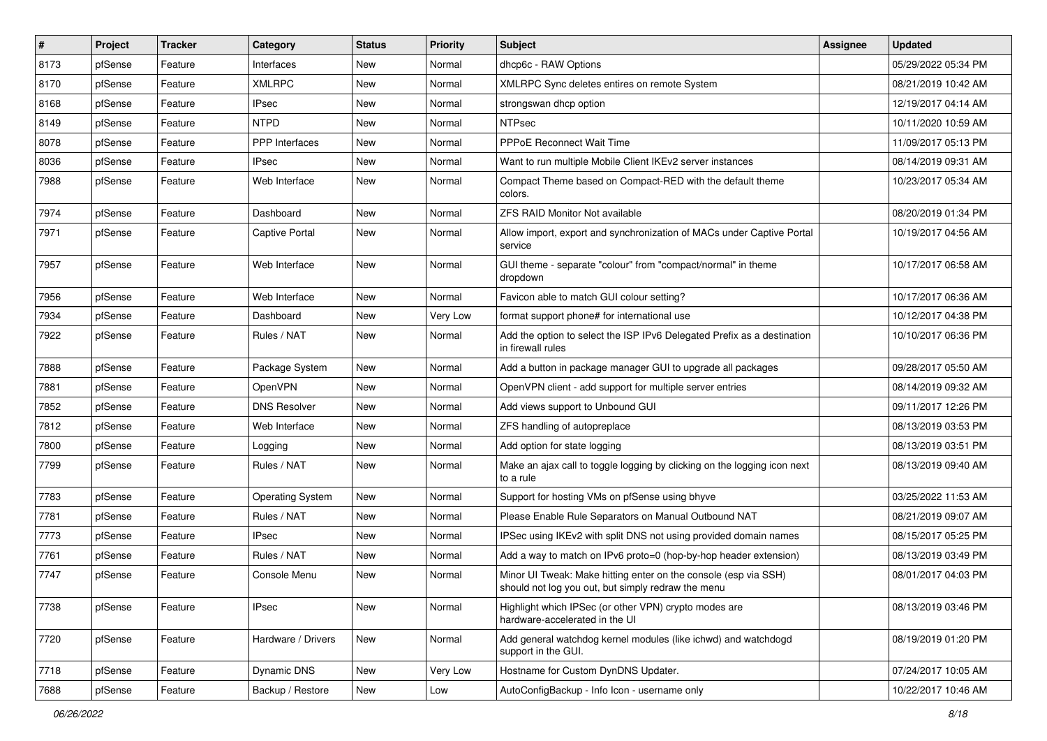| # | Project | Tracker | Category | Status | Priority | Subject | Assignee | Updated |
|---|---|---|---|---|---|---|---|---|
| 8173 | pfSense | Feature | Interfaces | New | Normal | dhcp6c - RAW Options | | 05/29/2022 05:34 PM |
| 8170 | pfSense | Feature | XMLRPC | New | Normal | XMLRPC Sync deletes entires on remote System | | 08/21/2019 10:42 AM |
| 8168 | pfSense | Feature | IPsec | New | Normal | strongswan dhcp option | | 12/19/2017 04:14 AM |
| 8149 | pfSense | Feature | NTPD | New | Normal | NTPsec | | 10/11/2020 10:59 AM |
| 8078 | pfSense | Feature | PPP Interfaces | New | Normal | PPPoE Reconnect Wait Time | | 11/09/2017 05:13 PM |
| 8036 | pfSense | Feature | IPsec | New | Normal | Want to run multiple Mobile Client IKEv2 server instances | | 08/14/2019 09:31 AM |
| 7988 | pfSense | Feature | Web Interface | New | Normal | Compact Theme based on Compact-RED with the default theme colors. | | 10/23/2017 05:34 AM |
| 7974 | pfSense | Feature | Dashboard | New | Normal | ZFS RAID Monitor Not available | | 08/20/2019 01:34 PM |
| 7971 | pfSense | Feature | Captive Portal | New | Normal | Allow import, export and synchronization of MACs under Captive Portal service | | 10/19/2017 04:56 AM |
| 7957 | pfSense | Feature | Web Interface | New | Normal | GUI theme - separate "colour" from "compact/normal" in theme dropdown | | 10/17/2017 06:58 AM |
| 7956 | pfSense | Feature | Web Interface | New | Normal | Favicon able to match GUI colour setting? | | 10/17/2017 06:36 AM |
| 7934 | pfSense | Feature | Dashboard | New | Very Low | format support phone# for international use | | 10/12/2017 04:38 PM |
| 7922 | pfSense | Feature | Rules / NAT | New | Normal | Add the option to select the ISP IPv6 Delegated Prefix as a destination in firewall rules | | 10/10/2017 06:36 PM |
| 7888 | pfSense | Feature | Package System | New | Normal | Add a button in package manager GUI to upgrade all packages | | 09/28/2017 05:50 AM |
| 7881 | pfSense | Feature | OpenVPN | New | Normal | OpenVPN client - add support for multiple server entries | | 08/14/2019 09:32 AM |
| 7852 | pfSense | Feature | DNS Resolver | New | Normal | Add views support to Unbound GUI | | 09/11/2017 12:26 PM |
| 7812 | pfSense | Feature | Web Interface | New | Normal | ZFS handling of autopreplace | | 08/13/2019 03:53 PM |
| 7800 | pfSense | Feature | Logging | New | Normal | Add option for state logging | | 08/13/2019 03:51 PM |
| 7799 | pfSense | Feature | Rules / NAT | New | Normal | Make an ajax call to toggle logging by clicking on the logging icon next to a rule | | 08/13/2019 09:40 AM |
| 7783 | pfSense | Feature | Operating System | New | Normal | Support for hosting VMs on pfSense using bhyve | | 03/25/2022 11:53 AM |
| 7781 | pfSense | Feature | Rules / NAT | New | Normal | Please Enable Rule Separators on Manual Outbound NAT | | 08/21/2019 09:07 AM |
| 7773 | pfSense | Feature | IPsec | New | Normal | IPSec using IKEv2 with split DNS not using provided domain names | | 08/15/2017 05:25 PM |
| 7761 | pfSense | Feature | Rules / NAT | New | Normal | Add a way to match on IPv6 proto=0 (hop-by-hop header extension) | | 08/13/2019 03:49 PM |
| 7747 | pfSense | Feature | Console Menu | New | Normal | Minor UI Tweak: Make hitting enter on the console (esp via SSH) should not log you out, but simply redraw the menu | | 08/01/2017 04:03 PM |
| 7738 | pfSense | Feature | IPsec | New | Normal | Highlight which IPSec (or other VPN) crypto modes are hardware-accelerated in the UI | | 08/13/2019 03:46 PM |
| 7720 | pfSense | Feature | Hardware / Drivers | New | Normal | Add general watchdog kernel modules (like ichwd) and watchdogd support in the GUI. | | 08/19/2019 01:20 PM |
| 7718 | pfSense | Feature | Dynamic DNS | New | Very Low | Hostname for Custom DynDNS Updater. | | 07/24/2017 10:05 AM |
| 7688 | pfSense | Feature | Backup / Restore | New | Low | AutoConfigBackup - Info Icon - username only | | 10/22/2017 10:46 AM |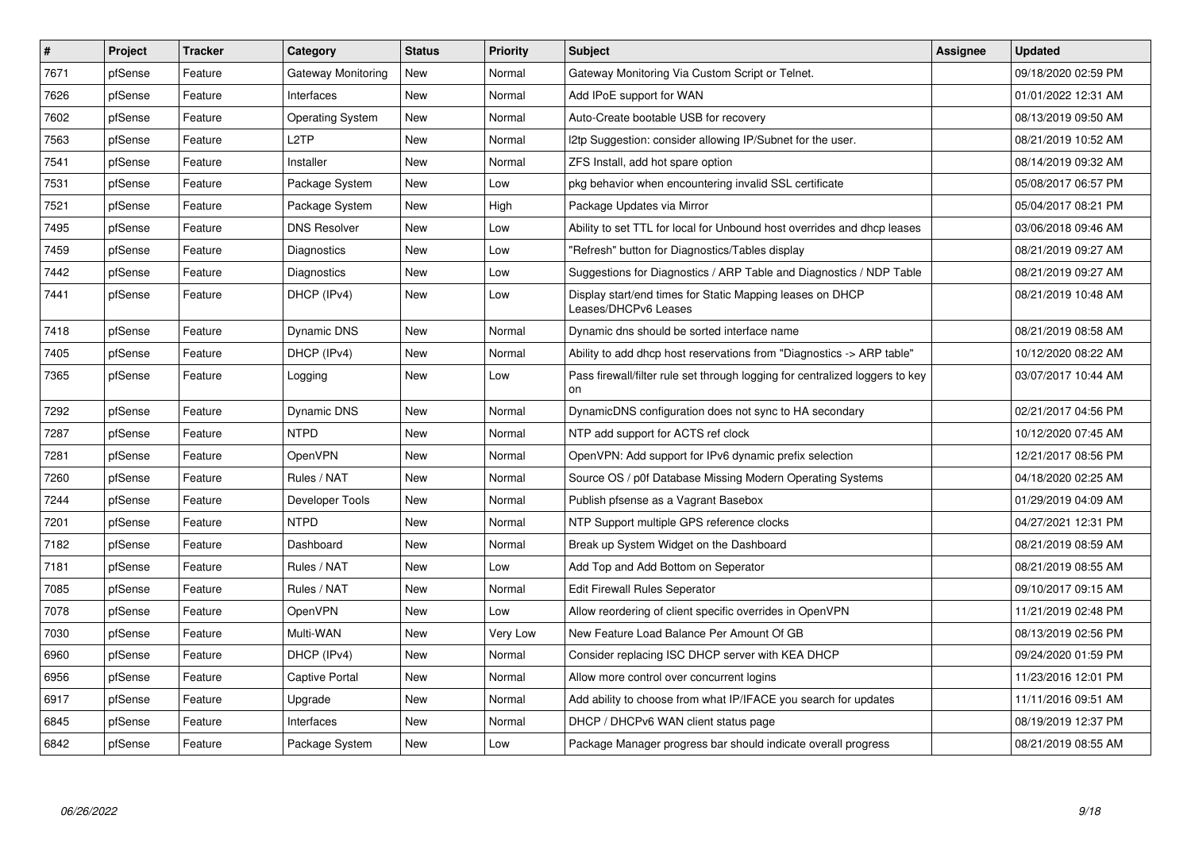| # | Project | Tracker | Category | Status | Priority | Subject | Assignee | Updated |
|---|---|---|---|---|---|---|---|---|
| 7671 | pfSense | Feature | Gateway Monitoring | New | Normal | Gateway Monitoring Via Custom Script or Telnet. | | 09/18/2020 02:59 PM |
| 7626 | pfSense | Feature | Interfaces | New | Normal | Add IPoE support for WAN | | 01/01/2022 12:31 AM |
| 7602 | pfSense | Feature | Operating System | New | Normal | Auto-Create bootable USB for recovery | | 08/13/2019 09:50 AM |
| 7563 | pfSense | Feature | L2TP | New | Normal | l2tp Suggestion: consider allowing IP/Subnet for the user. | | 08/21/2019 10:52 AM |
| 7541 | pfSense | Feature | Installer | New | Normal | ZFS Install, add hot spare option | | 08/14/2019 09:32 AM |
| 7531 | pfSense | Feature | Package System | New | Low | pkg behavior when encountering invalid SSL certificate | | 05/08/2017 06:57 PM |
| 7521 | pfSense | Feature | Package System | New | High | Package Updates via Mirror | | 05/04/2017 08:21 PM |
| 7495 | pfSense | Feature | DNS Resolver | New | Low | Ability to set TTL for local for Unbound host overrides and dhcp leases | | 03/06/2018 09:46 AM |
| 7459 | pfSense | Feature | Diagnostics | New | Low | "Refresh" button for Diagnostics/Tables display | | 08/21/2019 09:27 AM |
| 7442 | pfSense | Feature | Diagnostics | New | Low | Suggestions for Diagnostics / ARP Table and Diagnostics / NDP Table | | 08/21/2019 09:27 AM |
| 7441 | pfSense | Feature | DHCP (IPv4) | New | Low | Display start/end times for Static Mapping leases on DHCP Leases/DHCPv6 Leases | | 08/21/2019 10:48 AM |
| 7418 | pfSense | Feature | Dynamic DNS | New | Normal | Dynamic dns should be sorted interface name | | 08/21/2019 08:58 AM |
| 7405 | pfSense | Feature | DHCP (IPv4) | New | Normal | Ability to add dhcp host reservations from "Diagnostics -> ARP table" | | 10/12/2020 08:22 AM |
| 7365 | pfSense | Feature | Logging | New | Low | Pass firewall/filter rule set through logging for centralized loggers to key on | | 03/07/2017 10:44 AM |
| 7292 | pfSense | Feature | Dynamic DNS | New | Normal | DynamicDNS configuration does not sync to HA secondary | | 02/21/2017 04:56 PM |
| 7287 | pfSense | Feature | NTPD | New | Normal | NTP add support for ACTS ref clock | | 10/12/2020 07:45 AM |
| 7281 | pfSense | Feature | OpenVPN | New | Normal | OpenVPN: Add support for IPv6 dynamic prefix selection | | 12/21/2017 08:56 PM |
| 7260 | pfSense | Feature | Rules / NAT | New | Normal | Source OS / p0f Database Missing Modern Operating Systems | | 04/18/2020 02:25 AM |
| 7244 | pfSense | Feature | Developer Tools | New | Normal | Publish pfsense as a Vagrant Basebox | | 01/29/2019 04:09 AM |
| 7201 | pfSense | Feature | NTPD | New | Normal | NTP Support multiple GPS reference clocks | | 04/27/2021 12:31 PM |
| 7182 | pfSense | Feature | Dashboard | New | Normal | Break up System Widget on the Dashboard | | 08/21/2019 08:59 AM |
| 7181 | pfSense | Feature | Rules / NAT | New | Low | Add Top and Add Bottom on Seperator | | 08/21/2019 08:55 AM |
| 7085 | pfSense | Feature | Rules / NAT | New | Normal | Edit Firewall Rules Seperator | | 09/10/2017 09:15 AM |
| 7078 | pfSense | Feature | OpenVPN | New | Low | Allow reordering of client specific overrides in OpenVPN | | 11/21/2019 02:48 PM |
| 7030 | pfSense | Feature | Multi-WAN | New | Very Low | New Feature Load Balance Per Amount Of GB | | 08/13/2019 02:56 PM |
| 6960 | pfSense | Feature | DHCP (IPv4) | New | Normal | Consider replacing ISC DHCP server with KEA DHCP | | 09/24/2020 01:59 PM |
| 6956 | pfSense | Feature | Captive Portal | New | Normal | Allow more control over concurrent logins | | 11/23/2016 12:01 PM |
| 6917 | pfSense | Feature | Upgrade | New | Normal | Add ability to choose from what IP/IFACE you search for updates | | 11/11/2016 09:51 AM |
| 6845 | pfSense | Feature | Interfaces | New | Normal | DHCP / DHCPv6 WAN client status page | | 08/19/2019 12:37 PM |
| 6842 | pfSense | Feature | Package System | New | Low | Package Manager progress bar should indicate overall progress | | 08/21/2019 08:55 AM |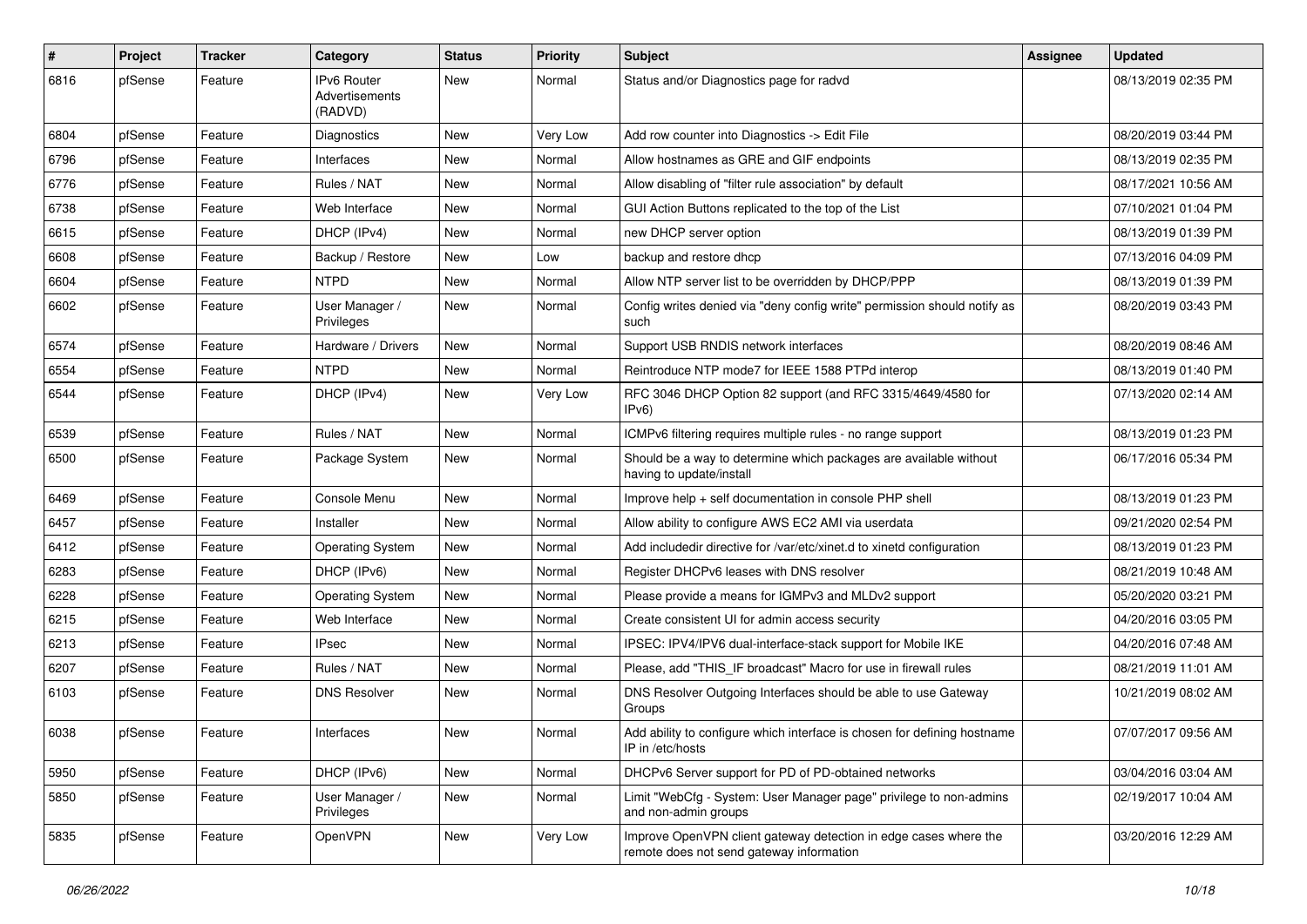| # | Project | Tracker | Category | Status | Priority | Subject | Assignee | Updated |
|---|---|---|---|---|---|---|---|---|
| 6816 | pfSense | Feature | IPv6 Router Advertisements (RADVD) | New | Normal | Status and/or Diagnostics page for radvd | | 08/13/2019 02:35 PM |
| 6804 | pfSense | Feature | Diagnostics | New | Very Low | Add row counter into Diagnostics -> Edit File | | 08/20/2019 03:44 PM |
| 6796 | pfSense | Feature | Interfaces | New | Normal | Allow hostnames as GRE and GIF endpoints | | 08/13/2019 02:35 PM |
| 6776 | pfSense | Feature | Rules / NAT | New | Normal | Allow disabling of "filter rule association" by default | | 08/17/2021 10:56 AM |
| 6738 | pfSense | Feature | Web Interface | New | Normal | GUI Action Buttons replicated to the top of the List | | 07/10/2021 01:04 PM |
| 6615 | pfSense | Feature | DHCP (IPv4) | New | Normal | new DHCP server option | | 08/13/2019 01:39 PM |
| 6608 | pfSense | Feature | Backup / Restore | New | Low | backup and restore dhcp | | 07/13/2016 04:09 PM |
| 6604 | pfSense | Feature | NTPD | New | Normal | Allow NTP server list to be overridden by DHCP/PPP | | 08/13/2019 01:39 PM |
| 6602 | pfSense | Feature | User Manager / Privileges | New | Normal | Config writes denied via "deny config write" permission should notify as such | | 08/20/2019 03:43 PM |
| 6574 | pfSense | Feature | Hardware / Drivers | New | Normal | Support USB RNDIS network interfaces | | 08/20/2019 08:46 AM |
| 6554 | pfSense | Feature | NTPD | New | Normal | Reintroduce NTP mode7 for IEEE 1588 PTPd interop | | 08/13/2019 01:40 PM |
| 6544 | pfSense | Feature | DHCP (IPv4) | New | Very Low | RFC 3046 DHCP Option 82 support (and RFC 3315/4649/4580 for IPv6) | | 07/13/2020 02:14 AM |
| 6539 | pfSense | Feature | Rules / NAT | New | Normal | ICMPv6 filtering requires multiple rules - no range support | | 08/13/2019 01:23 PM |
| 6500 | pfSense | Feature | Package System | New | Normal | Should be a way to determine which packages are available without having to update/install | | 06/17/2016 05:34 PM |
| 6469 | pfSense | Feature | Console Menu | New | Normal | Improve help + self documentation in console PHP shell | | 08/13/2019 01:23 PM |
| 6457 | pfSense | Feature | Installer | New | Normal | Allow ability to configure AWS EC2 AMI via userdata | | 09/21/2020 02:54 PM |
| 6412 | pfSense | Feature | Operating System | New | Normal | Add includedir directive for /var/etc/xinet.d to xinetd configuration | | 08/13/2019 01:23 PM |
| 6283 | pfSense | Feature | DHCP (IPv6) | New | Normal | Register DHCPv6 leases with DNS resolver | | 08/21/2019 10:48 AM |
| 6228 | pfSense | Feature | Operating System | New | Normal | Please provide a means for IGMPv3 and MLDv2 support | | 05/20/2020 03:21 PM |
| 6215 | pfSense | Feature | Web Interface | New | Normal | Create consistent UI for admin access security | | 04/20/2016 03:05 PM |
| 6213 | pfSense | Feature | IPsec | New | Normal | IPSEC: IPV4/IPV6 dual-interface-stack support for Mobile IKE | | 04/20/2016 07:48 AM |
| 6207 | pfSense | Feature | Rules / NAT | New | Normal | Please, add "THIS_IF broadcast" Macro for use in firewall rules | | 08/21/2019 11:01 AM |
| 6103 | pfSense | Feature | DNS Resolver | New | Normal | DNS Resolver Outgoing Interfaces should be able to use Gateway Groups | | 10/21/2019 08:02 AM |
| 6038 | pfSense | Feature | Interfaces | New | Normal | Add ability to configure which interface is chosen for defining hostname IP in /etc/hosts | | 07/07/2017 09:56 AM |
| 5950 | pfSense | Feature | DHCP (IPv6) | New | Normal | DHCPv6 Server support for PD of PD-obtained networks | | 03/04/2016 03:04 AM |
| 5850 | pfSense | Feature | User Manager / Privileges | New | Normal | Limit "WebCfg - System: User Manager page" privilege to non-admins and non-admin groups | | 02/19/2017 10:04 AM |
| 5835 | pfSense | Feature | OpenVPN | New | Very Low | Improve OpenVPN client gateway detection in edge cases where the remote does not send gateway information | | 03/20/2016 12:29 AM |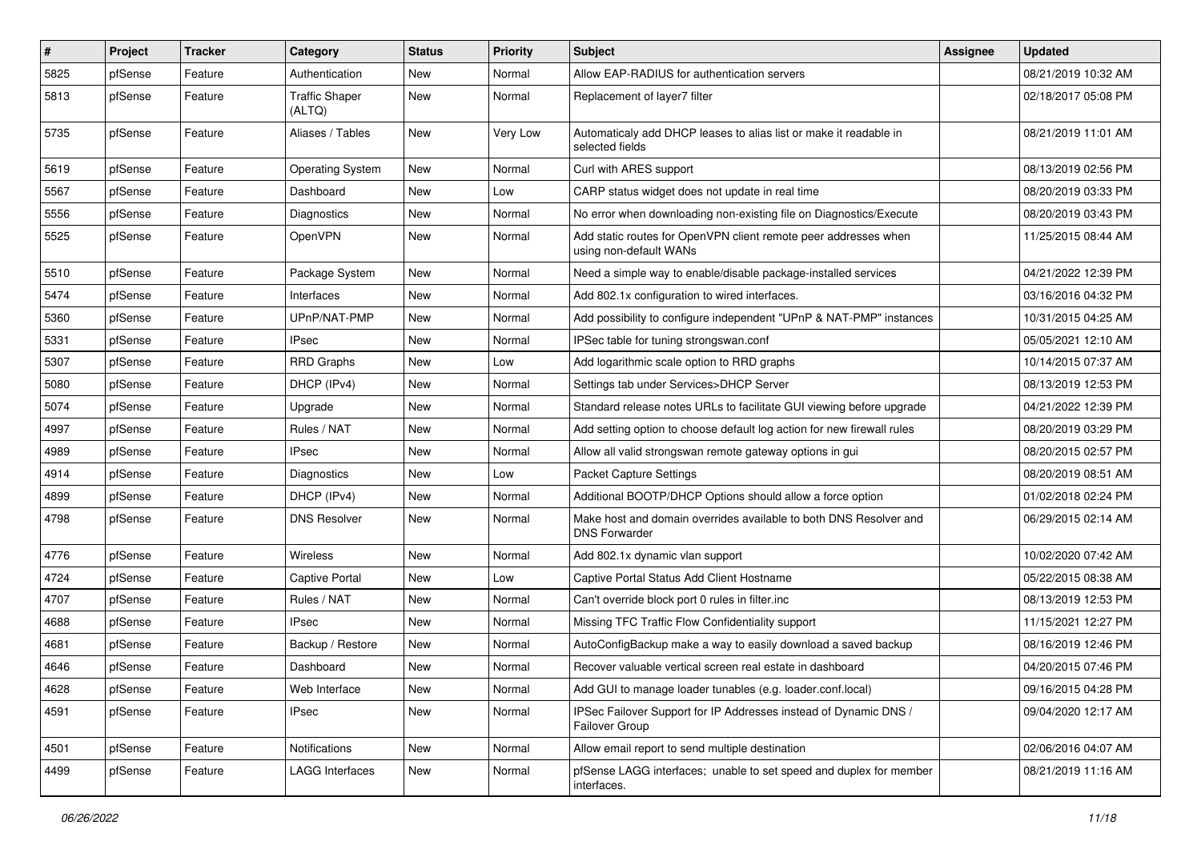| # | Project | Tracker | Category | Status | Priority | Subject | Assignee | Updated |
|---|---|---|---|---|---|---|---|---|
| 5825 | pfSense | Feature | Authentication | New | Normal | Allow EAP-RADIUS for authentication servers | | 08/21/2019 10:32 AM |
| 5813 | pfSense | Feature | Traffic Shaper (ALTQ) | New | Normal | Replacement of layer7 filter | | 02/18/2017 05:08 PM |
| 5735 | pfSense | Feature | Aliases / Tables | New | Very Low | Automaticaly add DHCP leases to alias list or make it readable in selected fields | | 08/21/2019 11:01 AM |
| 5619 | pfSense | Feature | Operating System | New | Normal | Curl with ARES support | | 08/13/2019 02:56 PM |
| 5567 | pfSense | Feature | Dashboard | New | Low | CARP status widget does not update in real time | | 08/20/2019 03:33 PM |
| 5556 | pfSense | Feature | Diagnostics | New | Normal | No error when downloading non-existing file on Diagnostics/Execute | | 08/20/2019 03:43 PM |
| 5525 | pfSense | Feature | OpenVPN | New | Normal | Add static routes for OpenVPN client remote peer addresses when using non-default WANs | | 11/25/2015 08:44 AM |
| 5510 | pfSense | Feature | Package System | New | Normal | Need a simple way to enable/disable package-installed services | | 04/21/2022 12:39 PM |
| 5474 | pfSense | Feature | Interfaces | New | Normal | Add 802.1x configuration to wired interfaces. | | 03/16/2016 04:32 PM |
| 5360 | pfSense | Feature | UPnP/NAT-PMP | New | Normal | Add possibility to configure independent "UPnP & NAT-PMP" instances | | 10/31/2015 04:25 AM |
| 5331 | pfSense | Feature | IPsec | New | Normal | IPSec table for tuning strongswan.conf | | 05/05/2021 12:10 AM |
| 5307 | pfSense | Feature | RRD Graphs | New | Low | Add logarithmic scale option to RRD graphs | | 10/14/2015 07:37 AM |
| 5080 | pfSense | Feature | DHCP (IPv4) | New | Normal | Settings tab under Services>DHCP Server | | 08/13/2019 12:53 PM |
| 5074 | pfSense | Feature | Upgrade | New | Normal | Standard release notes URLs to facilitate GUI viewing before upgrade | | 04/21/2022 12:39 PM |
| 4997 | pfSense | Feature | Rules / NAT | New | Normal | Add setting option to choose default log action for new firewall rules | | 08/20/2019 03:29 PM |
| 4989 | pfSense | Feature | IPsec | New | Normal | Allow all valid strongswan remote gateway options in gui | | 08/20/2015 02:57 PM |
| 4914 | pfSense | Feature | Diagnostics | New | Low | Packet Capture Settings | | 08/20/2019 08:51 AM |
| 4899 | pfSense | Feature | DHCP (IPv4) | New | Normal | Additional BOOTP/DHCP Options should allow a force option | | 01/02/2018 02:24 PM |
| 4798 | pfSense | Feature | DNS Resolver | New | Normal | Make host and domain overrides available to both DNS Resolver and DNS Forwarder | | 06/29/2015 02:14 AM |
| 4776 | pfSense | Feature | Wireless | New | Normal | Add 802.1x dynamic vlan support | | 10/02/2020 07:42 AM |
| 4724 | pfSense | Feature | Captive Portal | New | Low | Captive Portal Status Add Client Hostname | | 05/22/2015 08:38 AM |
| 4707 | pfSense | Feature | Rules / NAT | New | Normal | Can't override block port 0 rules in filter.inc | | 08/13/2019 12:53 PM |
| 4688 | pfSense | Feature | IPsec | New | Normal | Missing TFC Traffic Flow Confidentiality support | | 11/15/2021 12:27 PM |
| 4681 | pfSense | Feature | Backup / Restore | New | Normal | AutoConfigBackup make a way to easily download a saved backup | | 08/16/2019 12:46 PM |
| 4646 | pfSense | Feature | Dashboard | New | Normal | Recover valuable vertical screen real estate in dashboard | | 04/20/2015 07:46 PM |
| 4628 | pfSense | Feature | Web Interface | New | Normal | Add GUI to manage loader tunables (e.g. loader.conf.local) | | 09/16/2015 04:28 PM |
| 4591 | pfSense | Feature | IPsec | New | Normal | IPSec Failover Support for IP Addresses instead of Dynamic DNS / Failover Group | | 09/04/2020 12:17 AM |
| 4501 | pfSense | Feature | Notifications | New | Normal | Allow email report to send multiple destination | | 02/06/2016 04:07 AM |
| 4499 | pfSense | Feature | LAGG Interfaces | New | Normal | pfSense LAGG interfaces; unable to set speed and duplex for member interfaces. | | 08/21/2019 11:16 AM |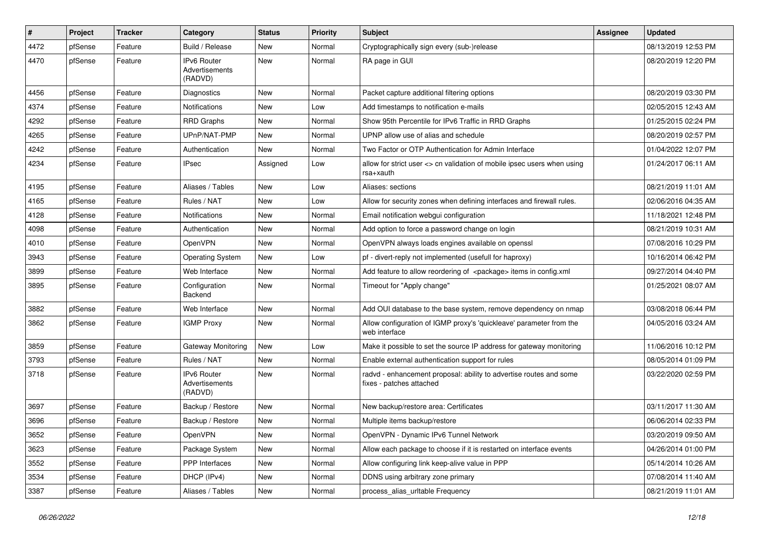| # | Project | Tracker | Category | Status | Priority | Subject | Assignee | Updated |
|---|---|---|---|---|---|---|---|---|
| 4472 | pfSense | Feature | Build / Release | New | Normal | Cryptographically sign every (sub-)release | | 08/13/2019 12:53 PM |
| 4470 | pfSense | Feature | IPv6 Router Advertisements (RADVD) | New | Normal | RA page in GUI | | 08/20/2019 12:20 PM |
| 4456 | pfSense | Feature | Diagnostics | New | Normal | Packet capture additional filtering options | | 08/20/2019 03:30 PM |
| 4374 | pfSense | Feature | Notifications | New | Low | Add timestamps to notification e-mails | | 02/05/2015 12:43 AM |
| 4292 | pfSense | Feature | RRD Graphs | New | Normal | Show 95th Percentile for IPv6 Traffic in RRD Graphs | | 01/25/2015 02:24 PM |
| 4265 | pfSense | Feature | UPnP/NAT-PMP | New | Normal | UPNP allow use of alias and schedule | | 08/20/2019 02:57 PM |
| 4242 | pfSense | Feature | Authentication | New | Normal | Two Factor or OTP Authentication for Admin Interface | | 01/04/2022 12:07 PM |
| 4234 | pfSense | Feature | IPsec | Assigned | Low | allow for strict user <> cn validation of mobile ipsec users when using rsa+xauth | | 01/24/2017 06:11 AM |
| 4195 | pfSense | Feature | Aliases / Tables | New | Low | Aliases: sections | | 08/21/2019 11:01 AM |
| 4165 | pfSense | Feature | Rules / NAT | New | Low | Allow for security zones when defining interfaces and firewall rules. | | 02/06/2016 04:35 AM |
| 4128 | pfSense | Feature | Notifications | New | Normal | Email notification webgui configuration | | 11/18/2021 12:48 PM |
| 4098 | pfSense | Feature | Authentication | New | Normal | Add option to force a password change on login | | 08/21/2019 10:31 AM |
| 4010 | pfSense | Feature | OpenVPN | New | Normal | OpenVPN always loads engines available on openssl | | 07/08/2016 10:29 PM |
| 3943 | pfSense | Feature | Operating System | New | Low | pf - divert-reply not implemented (usefull for haproxy) | | 10/16/2014 06:42 PM |
| 3899 | pfSense | Feature | Web Interface | New | Normal | Add feature to allow reordering of <package> items in config.xml | | 09/27/2014 04:40 PM |
| 3895 | pfSense | Feature | Configuration Backend | New | Normal | Timeout for "Apply change" | | 01/25/2021 08:07 AM |
| 3882 | pfSense | Feature | Web Interface | New | Normal | Add OUI database to the base system, remove dependency on nmap | | 03/08/2018 06:44 PM |
| 3862 | pfSense | Feature | IGMP Proxy | New | Normal | Allow configuration of IGMP proxy's 'quickleave' parameter from the web interface | | 04/05/2016 03:24 AM |
| 3859 | pfSense | Feature | Gateway Monitoring | New | Low | Make it possible to set the source IP address for gateway monitoring | | 11/06/2016 10:12 PM |
| 3793 | pfSense | Feature | Rules / NAT | New | Normal | Enable external authentication support for rules | | 08/05/2014 01:09 PM |
| 3718 | pfSense | Feature | IPv6 Router Advertisements (RADVD) | New | Normal | radvd - enhancement proposal: ability to advertise routes and some fixes - patches attached | | 03/22/2020 02:59 PM |
| 3697 | pfSense | Feature | Backup / Restore | New | Normal | New backup/restore area: Certificates | | 03/11/2017 11:30 AM |
| 3696 | pfSense | Feature | Backup / Restore | New | Normal | Multiple items backup/restore | | 06/06/2014 02:33 PM |
| 3652 | pfSense | Feature | OpenVPN | New | Normal | OpenVPN - Dynamic IPv6 Tunnel Network | | 03/20/2019 09:50 AM |
| 3623 | pfSense | Feature | Package System | New | Normal | Allow each package to choose if it is restarted on interface events | | 04/26/2014 01:00 PM |
| 3552 | pfSense | Feature | PPP Interfaces | New | Normal | Allow configuring link keep-alive value in PPP | | 05/14/2014 10:26 AM |
| 3534 | pfSense | Feature | DHCP (IPv4) | New | Normal | DDNS using arbitrary zone primary | | 07/08/2014 11:40 AM |
| 3387 | pfSense | Feature | Aliases / Tables | New | Normal | process_alias_urltable Frequency | | 08/21/2019 11:01 AM |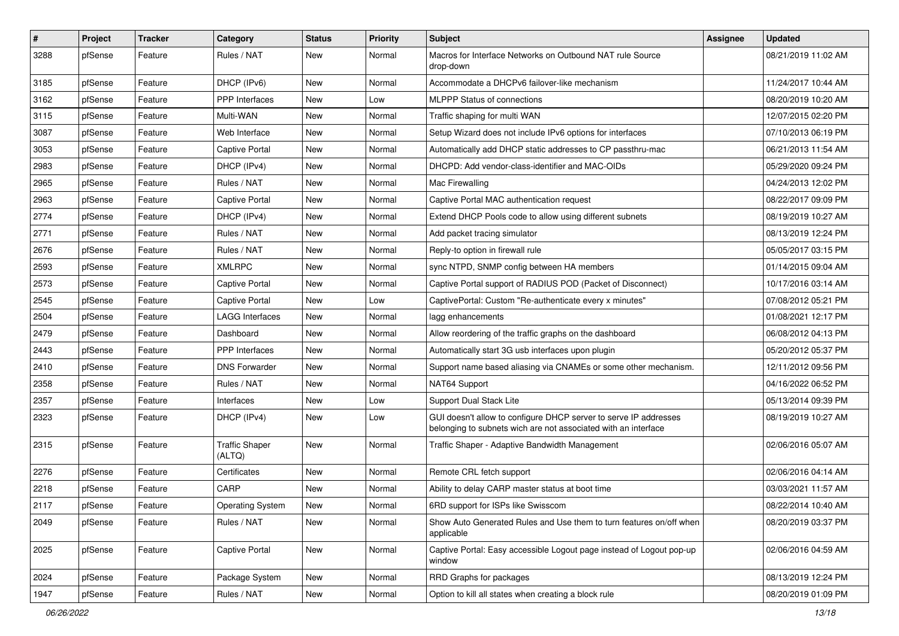| # | Project | Tracker | Category | Status | Priority | Subject | Assignee | Updated |
|---|---|---|---|---|---|---|---|---|
| 3288 | pfSense | Feature | Rules / NAT | New | Normal | Macros for Interface Networks on Outbound NAT rule Source drop-down | | 08/21/2019 11:02 AM |
| 3185 | pfSense | Feature | DHCP (IPv6) | New | Normal | Accommodate a DHCPv6 failover-like mechanism | | 11/24/2017 10:44 AM |
| 3162 | pfSense | Feature | PPP Interfaces | New | Low | MLPPP Status of connections | | 08/20/2019 10:20 AM |
| 3115 | pfSense | Feature | Multi-WAN | New | Normal | Traffic shaping for multi WAN | | 12/07/2015 02:20 PM |
| 3087 | pfSense | Feature | Web Interface | New | Normal | Setup Wizard does not include IPv6 options for interfaces | | 07/10/2013 06:19 PM |
| 3053 | pfSense | Feature | Captive Portal | New | Normal | Automatically add DHCP static addresses to CP passthru-mac | | 06/21/2013 11:54 AM |
| 2983 | pfSense | Feature | DHCP (IPv4) | New | Normal | DHCPD: Add vendor-class-identifier and MAC-OIDs | | 05/29/2020 09:24 PM |
| 2965 | pfSense | Feature | Rules / NAT | New | Normal | Mac Firewalling | | 04/24/2013 12:02 PM |
| 2963 | pfSense | Feature | Captive Portal | New | Normal | Captive Portal MAC authentication request | | 08/22/2017 09:09 PM |
| 2774 | pfSense | Feature | DHCP (IPv4) | New | Normal | Extend DHCP Pools code to allow using different subnets | | 08/19/2019 10:27 AM |
| 2771 | pfSense | Feature | Rules / NAT | New | Normal | Add packet tracing simulator | | 08/13/2019 12:24 PM |
| 2676 | pfSense | Feature | Rules / NAT | New | Normal | Reply-to option in firewall rule | | 05/05/2017 03:15 PM |
| 2593 | pfSense | Feature | XMLRPC | New | Normal | sync NTPD, SNMP config between HA members | | 01/14/2015 09:04 AM |
| 2573 | pfSense | Feature | Captive Portal | New | Normal | Captive Portal support of RADIUS POD (Packet of Disconnect) | | 10/17/2016 03:14 AM |
| 2545 | pfSense | Feature | Captive Portal | New | Low | CaptivePortal: Custom "Re-authenticate every x minutes" | | 07/08/2012 05:21 PM |
| 2504 | pfSense | Feature | LAGG Interfaces | New | Normal | lagg enhancements | | 01/08/2021 12:17 PM |
| 2479 | pfSense | Feature | Dashboard | New | Normal | Allow reordering of the traffic graphs on the dashboard | | 06/08/2012 04:13 PM |
| 2443 | pfSense | Feature | PPP Interfaces | New | Normal | Automatically start 3G usb interfaces upon plugin | | 05/20/2012 05:37 PM |
| 2410 | pfSense | Feature | DNS Forwarder | New | Normal | Support name based aliasing via CNAMEs or some other mechanism. | | 12/11/2012 09:56 PM |
| 2358 | pfSense | Feature | Rules / NAT | New | Normal | NAT64 Support | | 04/16/2022 06:52 PM |
| 2357 | pfSense | Feature | Interfaces | New | Low | Support Dual Stack Lite | | 05/13/2014 09:39 PM |
| 2323 | pfSense | Feature | DHCP (IPv4) | New | Low | GUI doesn't allow to configure DHCP server to serve IP addresses belonging to subnets wich are not associated with an interface | | 08/19/2019 10:27 AM |
| 2315 | pfSense | Feature | Traffic Shaper (ALTQ) | New | Normal | Traffic Shaper - Adaptive Bandwidth Management | | 02/06/2016 05:07 AM |
| 2276 | pfSense | Feature | Certificates | New | Normal | Remote CRL fetch support | | 02/06/2016 04:14 AM |
| 2218 | pfSense | Feature | CARP | New | Normal | Ability to delay CARP master status at boot time | | 03/03/2021 11:57 AM |
| 2117 | pfSense | Feature | Operating System | New | Normal | 6RD support for ISPs like Swisscom | | 08/22/2014 10:40 AM |
| 2049 | pfSense | Feature | Rules / NAT | New | Normal | Show Auto Generated Rules and Use them to turn features on/off when applicable | | 08/20/2019 03:37 PM |
| 2025 | pfSense | Feature | Captive Portal | New | Normal | Captive Portal: Easy accessible Logout page instead of Logout pop-up window | | 02/06/2016 04:59 AM |
| 2024 | pfSense | Feature | Package System | New | Normal | RRD Graphs for packages | | 08/13/2019 12:24 PM |
| 1947 | pfSense | Feature | Rules / NAT | New | Normal | Option to kill all states when creating a block rule | | 08/20/2019 01:09 PM |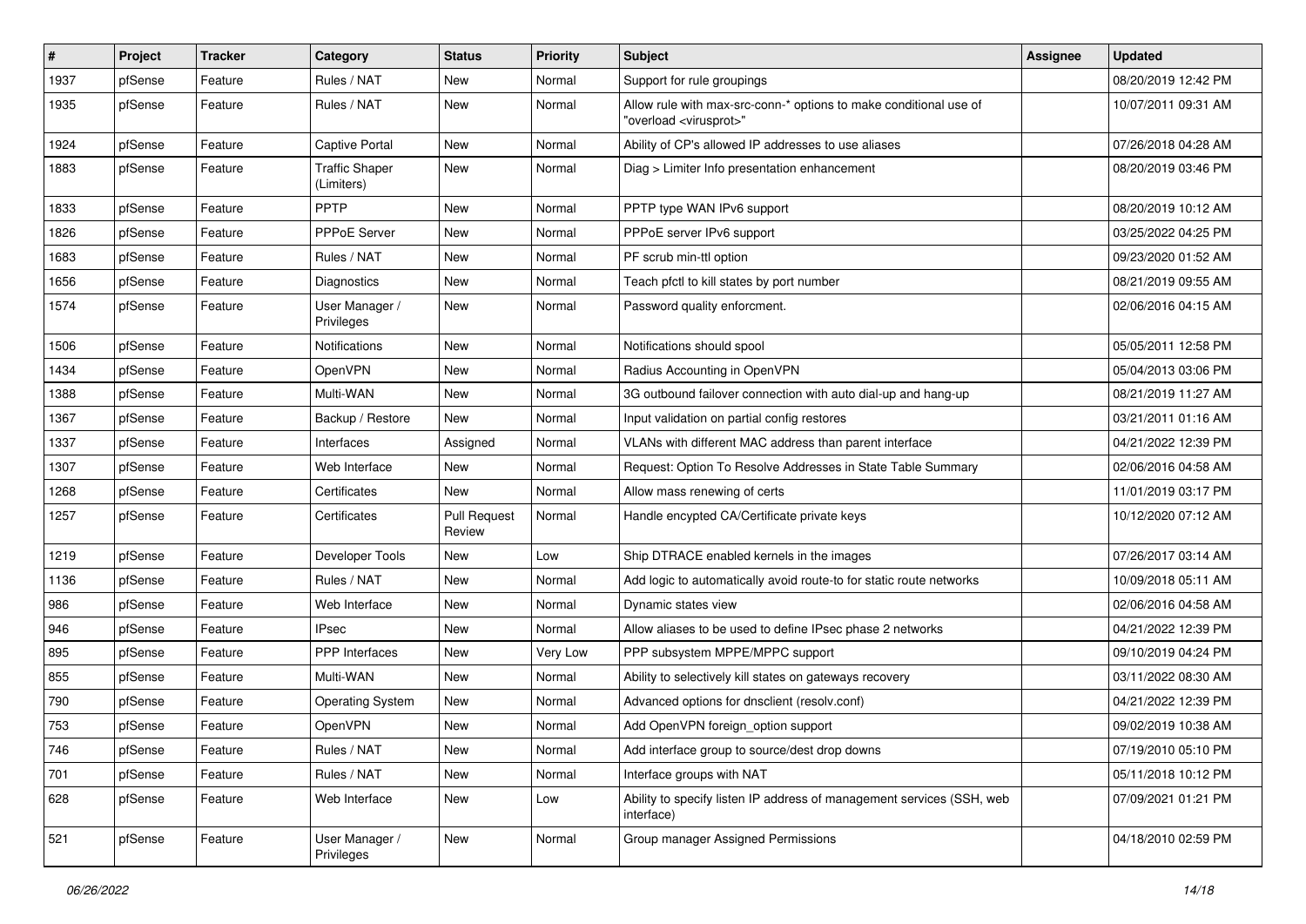| # | Project | Tracker | Category | Status | Priority | Subject | Assignee | Updated |
|---|---|---|---|---|---|---|---|---|
| 1937 | pfSense | Feature | Rules / NAT | New | Normal | Support for rule groupings | | 08/20/2019 12:42 PM |
| 1935 | pfSense | Feature | Rules / NAT | New | Normal | Allow rule with max-src-conn-* options to make conditional use of "overload <virusprot>" | | 10/07/2011 09:31 AM |
| 1924 | pfSense | Feature | Captive Portal | New | Normal | Ability of CP's allowed IP addresses to use aliases | | 07/26/2018 04:28 AM |
| 1883 | pfSense | Feature | Traffic Shaper (Limiters) | New | Normal | Diag > Limiter Info presentation enhancement | | 08/20/2019 03:46 PM |
| 1833 | pfSense | Feature | PPTP | New | Normal | PPTP type WAN IPv6 support | | 08/20/2019 10:12 AM |
| 1826 | pfSense | Feature | PPPoE Server | New | Normal | PPPoE server IPv6 support | | 03/25/2022 04:25 PM |
| 1683 | pfSense | Feature | Rules / NAT | New | Normal | PF scrub min-ttl option | | 09/23/2020 01:52 AM |
| 1656 | pfSense | Feature | Diagnostics | New | Normal | Teach pfctl to kill states by port number | | 08/21/2019 09:55 AM |
| 1574 | pfSense | Feature | User Manager / Privileges | New | Normal | Password quality enforcment. | | 02/06/2016 04:15 AM |
| 1506 | pfSense | Feature | Notifications | New | Normal | Notifications should spool | | 05/05/2011 12:58 PM |
| 1434 | pfSense | Feature | OpenVPN | New | Normal | Radius Accounting in OpenVPN | | 05/04/2013 03:06 PM |
| 1388 | pfSense | Feature | Multi-WAN | New | Normal | 3G outbound failover connection with auto dial-up and hang-up | | 08/21/2019 11:27 AM |
| 1367 | pfSense | Feature | Backup / Restore | New | Normal | Input validation on partial config restores | | 03/21/2011 01:16 AM |
| 1337 | pfSense | Feature | Interfaces | Assigned | Normal | VLANs with different MAC address than parent interface | | 04/21/2022 12:39 PM |
| 1307 | pfSense | Feature | Web Interface | New | Normal | Request: Option To Resolve Addresses in State Table Summary | | 02/06/2016 04:58 AM |
| 1268 | pfSense | Feature | Certificates | New | Normal | Allow mass renewing of certs | | 11/01/2019 03:17 PM |
| 1257 | pfSense | Feature | Certificates | Pull Request Review | Normal | Handle encypted CA/Certificate private keys | | 10/12/2020 07:12 AM |
| 1219 | pfSense | Feature | Developer Tools | New | Low | Ship DTRACE enabled kernels in the images | | 07/26/2017 03:14 AM |
| 1136 | pfSense | Feature | Rules / NAT | New | Normal | Add logic to automatically avoid route-to for static route networks | | 10/09/2018 05:11 AM |
| 986 | pfSense | Feature | Web Interface | New | Normal | Dynamic states view | | 02/06/2016 04:58 AM |
| 946 | pfSense | Feature | IPsec | New | Normal | Allow aliases to be used to define IPsec phase 2 networks | | 04/21/2022 12:39 PM |
| 895 | pfSense | Feature | PPP Interfaces | New | Very Low | PPP subsystem MPPE/MPPC support | | 09/10/2019 04:24 PM |
| 855 | pfSense | Feature | Multi-WAN | New | Normal | Ability to selectively kill states on gateways recovery | | 03/11/2022 08:30 AM |
| 790 | pfSense | Feature | Operating System | New | Normal | Advanced options for dnsclient (resolv.conf) | | 04/21/2022 12:39 PM |
| 753 | pfSense | Feature | OpenVPN | New | Normal | Add OpenVPN foreign_option support | | 09/02/2019 10:38 AM |
| 746 | pfSense | Feature | Rules / NAT | New | Normal | Add interface group to source/dest drop downs | | 07/19/2010 05:10 PM |
| 701 | pfSense | Feature | Rules / NAT | New | Normal | Interface groups with NAT | | 05/11/2018 10:12 PM |
| 628 | pfSense | Feature | Web Interface | New | Low | Ability to specify listen IP address of management services (SSH, web interface) | | 07/09/2021 01:21 PM |
| 521 | pfSense | Feature | User Manager / Privileges | New | Normal | Group manager Assigned Permissions | | 04/18/2010 02:59 PM |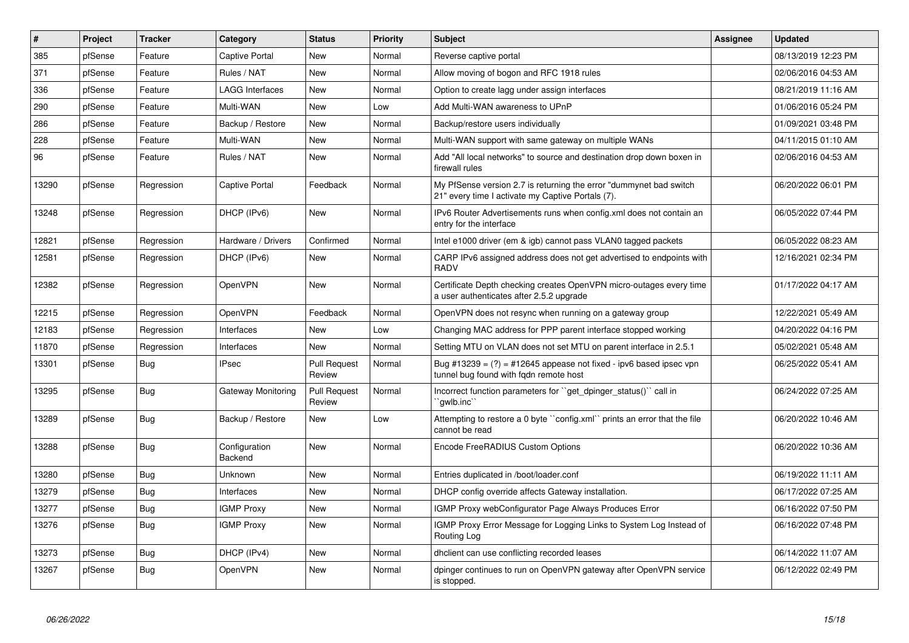| # | Project | Tracker | Category | Status | Priority | Subject | Assignee | Updated |
|---|---|---|---|---|---|---|---|---|
| 385 | pfSense | Feature | Captive Portal | New | Normal | Reverse captive portal | | 08/13/2019 12:23 PM |
| 371 | pfSense | Feature | Rules / NAT | New | Normal | Allow moving of bogon and RFC 1918 rules | | 02/06/2016 04:53 AM |
| 336 | pfSense | Feature | LAGG Interfaces | New | Normal | Option to create lagg under assign interfaces | | 08/21/2019 11:16 AM |
| 290 | pfSense | Feature | Multi-WAN | New | Low | Add Multi-WAN awareness to UPnP | | 01/06/2016 05:24 PM |
| 286 | pfSense | Feature | Backup / Restore | New | Normal | Backup/restore users individually | | 01/09/2021 03:48 PM |
| 228 | pfSense | Feature | Multi-WAN | New | Normal | Multi-WAN support with same gateway on multiple WANs | | 04/11/2015 01:10 AM |
| 96 | pfSense | Feature | Rules / NAT | New | Normal | Add "All local networks" to source and destination drop down boxen in firewall rules | | 02/06/2016 04:53 AM |
| 13290 | pfSense | Regression | Captive Portal | Feedback | Normal | My PfSense version 2.7 is returning the error "dummynet bad switch 21" every time I activate my Captive Portals (7). | | 06/20/2022 06:01 PM |
| 13248 | pfSense | Regression | DHCP (IPv6) | New | Normal | IPv6 Router Advertisements runs when config.xml does not contain an entry for the interface | | 06/05/2022 07:44 PM |
| 12821 | pfSense | Regression | Hardware / Drivers | Confirmed | Normal | Intel e1000 driver (em & igb) cannot pass VLAN0 tagged packets | | 06/05/2022 08:23 AM |
| 12581 | pfSense | Regression | DHCP (IPv6) | New | Normal | CARP IPv6 assigned address does not get advertised to endpoints with RADV | | 12/16/2021 02:34 PM |
| 12382 | pfSense | Regression | OpenVPN | New | Normal | Certificate Depth checking creates OpenVPN micro-outages every time a user authenticates after 2.5.2 upgrade | | 01/17/2022 04:17 AM |
| 12215 | pfSense | Regression | OpenVPN | Feedback | Normal | OpenVPN does not resync when running on a gateway group | | 12/22/2021 05:49 AM |
| 12183 | pfSense | Regression | Interfaces | New | Low | Changing MAC address for PPP parent interface stopped working | | 04/20/2022 04:16 PM |
| 11870 | pfSense | Regression | Interfaces | New | Normal | Setting MTU on VLAN does not set MTU on parent interface in 2.5.1 | | 05/02/2021 05:48 AM |
| 13301 | pfSense | Bug | IPsec | Pull Request Review | Normal | Bug #13239 = (?) = #12645 appease not fixed - ipv6 based ipsec vpn tunnel bug found with fqdn remote host | | 06/25/2022 05:41 AM |
| 13295 | pfSense | Bug | Gateway Monitoring | Pull Request Review | Normal | Incorrect function parameters for ``get_dpinger_status()`` call in ``gwlb.inc`` | | 06/24/2022 07:25 AM |
| 13289 | pfSense | Bug | Backup / Restore | New | Low | Attempting to restore a 0 byte ``config.xml`` prints an error that the file cannot be read | | 06/20/2022 10:46 AM |
| 13288 | pfSense | Bug | Configuration Backend | New | Normal | Encode FreeRADIUS Custom Options | | 06/20/2022 10:36 AM |
| 13280 | pfSense | Bug | Unknown | New | Normal | Entries duplicated in /boot/loader.conf | | 06/19/2022 11:11 AM |
| 13279 | pfSense | Bug | Interfaces | New | Normal | DHCP config override affects Gateway installation. | | 06/17/2022 07:25 AM |
| 13277 | pfSense | Bug | IGMP Proxy | New | Normal | IGMP Proxy webConfigurator Page Always Produces Error | | 06/16/2022 07:50 PM |
| 13276 | pfSense | Bug | IGMP Proxy | New | Normal | IGMP Proxy Error Message for Logging Links to System Log Instead of Routing Log | | 06/16/2022 07:48 PM |
| 13273 | pfSense | Bug | DHCP (IPv4) | New | Normal | dhclient can use conflicting recorded leases | | 06/14/2022 11:07 AM |
| 13267 | pfSense | Bug | OpenVPN | New | Normal | dpinger continues to run on OpenVPN gateway after OpenVPN service is stopped. | | 06/12/2022 02:49 PM |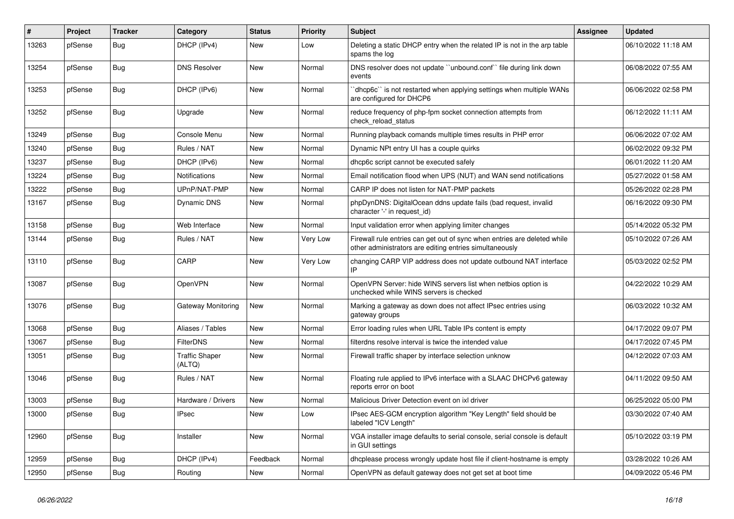| # | Project | Tracker | Category | Status | Priority | Subject | Assignee | Updated |
|---|---|---|---|---|---|---|---|---|
| 13263 | pfSense | Bug | DHCP (IPv4) | New | Low | Deleting a static DHCP entry when the related IP is not in the arp table spams the log | | 06/10/2022 11:18 AM |
| 13254 | pfSense | Bug | DNS Resolver | New | Normal | DNS resolver does not update ``unbound.conf`` file during link down events | | 06/08/2022 07:55 AM |
| 13253 | pfSense | Bug | DHCP (IPv6) | New | Normal | ``dhcp6c`` is not restarted when applying settings when multiple WANs are configured for DHCP6 | | 06/06/2022 02:58 PM |
| 13252 | pfSense | Bug | Upgrade | New | Normal | reduce frequency of php-fpm socket connection attempts from check_reload_status | | 06/12/2022 11:11 AM |
| 13249 | pfSense | Bug | Console Menu | New | Normal | Running playback comands multiple times results in PHP error | | 06/06/2022 07:02 AM |
| 13240 | pfSense | Bug | Rules / NAT | New | Normal | Dynamic NPt entry UI has a couple quirks | | 06/02/2022 09:32 PM |
| 13237 | pfSense | Bug | DHCP (IPv6) | New | Normal | dhcp6c script cannot be executed safely | | 06/01/2022 11:20 AM |
| 13224 | pfSense | Bug | Notifications | New | Normal | Email notification flood when UPS (NUT) and WAN send notifications | | 05/27/2022 01:58 AM |
| 13222 | pfSense | Bug | UPnP/NAT-PMP | New | Normal | CARP IP does not listen for NAT-PMP packets | | 05/26/2022 02:28 PM |
| 13167 | pfSense | Bug | Dynamic DNS | New | Normal | phpDynDNS: DigitalOcean ddns update fails (bad request, invalid character '-' in request_id) | | 06/16/2022 09:30 PM |
| 13158 | pfSense | Bug | Web Interface | New | Normal | Input validation error when applying limiter changes | | 05/14/2022 05:32 PM |
| 13144 | pfSense | Bug | Rules / NAT | New | Very Low | Firewall rule entries can get out of sync when entries are deleted while other administrators are editing entries simultaneously | | 05/10/2022 07:26 AM |
| 13110 | pfSense | Bug | CARP | New | Very Low | changing CARP VIP address does not update outbound NAT interface IP | | 05/03/2022 02:52 PM |
| 13087 | pfSense | Bug | OpenVPN | New | Normal | OpenVPN Server: hide WINS servers list when netbios option is unchecked while WINS servers is checked | | 04/22/2022 10:29 AM |
| 13076 | pfSense | Bug | Gateway Monitoring | New | Normal | Marking a gateway as down does not affect IPsec entries using gateway groups | | 06/03/2022 10:32 AM |
| 13068 | pfSense | Bug | Aliases / Tables | New | Normal | Error loading rules when URL Table IPs content is empty | | 04/17/2022 09:07 PM |
| 13067 | pfSense | Bug | FilterDNS | New | Normal | filterdns resolve interval is twice the intended value | | 04/17/2022 07:45 PM |
| 13051 | pfSense | Bug | Traffic Shaper (ALTQ) | New | Normal | Firewall traffic shaper by interface selection unknow | | 04/12/2022 07:03 AM |
| 13046 | pfSense | Bug | Rules / NAT | New | Normal | Floating rule applied to IPv6 interface with a SLAAC DHCPv6 gateway reports error on boot | | 04/11/2022 09:50 AM |
| 13003 | pfSense | Bug | Hardware / Drivers | New | Normal | Malicious Driver Detection event on ixl driver | | 06/25/2022 05:00 PM |
| 13000 | pfSense | Bug | IPsec | New | Low | IPsec AES-GCM encryption algorithm "Key Length" field should be labeled "ICV Length" | | 03/30/2022 07:40 AM |
| 12960 | pfSense | Bug | Installer | New | Normal | VGA installer image defaults to serial console, serial console is default in GUI settings | | 05/10/2022 03:19 PM |
| 12959 | pfSense | Bug | DHCP (IPv4) | Feedback | Normal | dhcplease process wrongly update host file if client-hostname is empty | | 03/28/2022 10:26 AM |
| 12950 | pfSense | Bug | Routing | New | Normal | OpenVPN as default gateway does not get set at boot time | | 04/09/2022 05:46 PM |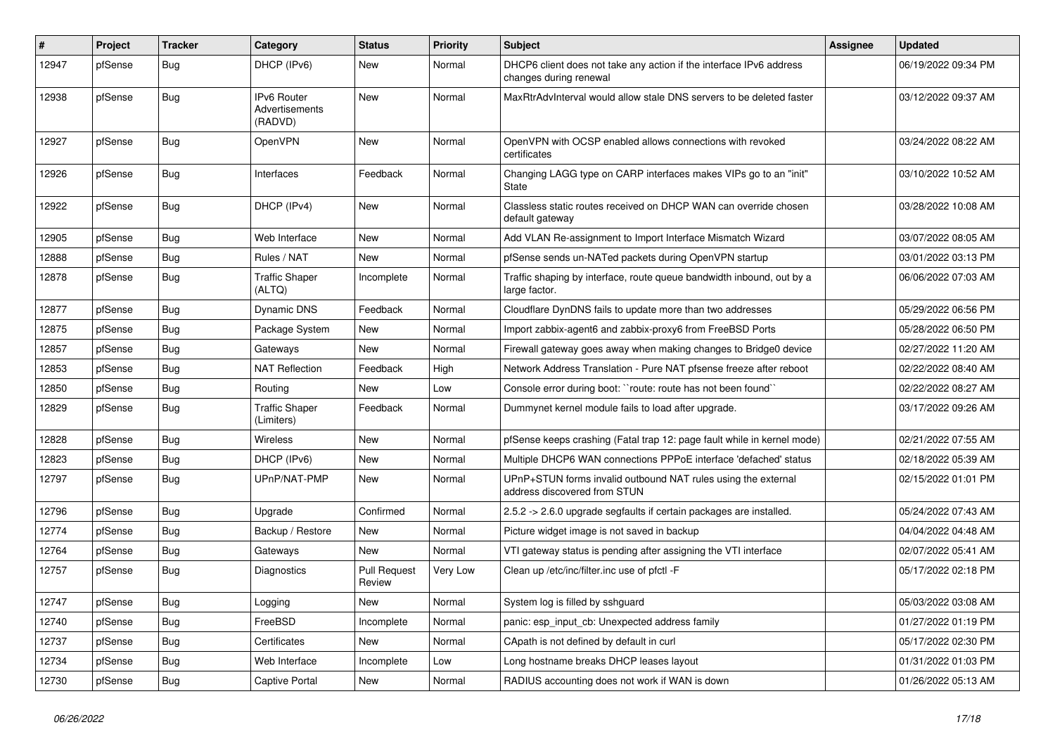| # | Project | Tracker | Category | Status | Priority | Subject | Assignee | Updated |
|---|---|---|---|---|---|---|---|---|
| 12947 | pfSense | Bug | DHCP (IPv6) | New | Normal | DHCP6 client does not take any action if the interface IPv6 address changes during renewal | | 06/19/2022 09:34 PM |
| 12938 | pfSense | Bug | IPv6 Router Advertisements (RADVD) | New | Normal | MaxRtrAdvInterval would allow stale DNS servers to be deleted faster | | 03/12/2022 09:37 AM |
| 12927 | pfSense | Bug | OpenVPN | New | Normal | OpenVPN with OCSP enabled allows connections with revoked certificates | | 03/24/2022 08:22 AM |
| 12926 | pfSense | Bug | Interfaces | Feedback | Normal | Changing LAGG type on CARP interfaces makes VIPs go to an "init" State | | 03/10/2022 10:52 AM |
| 12922 | pfSense | Bug | DHCP (IPv4) | New | Normal | Classless static routes received on DHCP WAN can override chosen default gateway | | 03/28/2022 10:08 AM |
| 12905 | pfSense | Bug | Web Interface | New | Normal | Add VLAN Re-assignment to Import Interface Mismatch Wizard | | 03/07/2022 08:05 AM |
| 12888 | pfSense | Bug | Rules / NAT | New | Normal | pfSense sends un-NATed packets during OpenVPN startup | | 03/01/2022 03:13 PM |
| 12878 | pfSense | Bug | Traffic Shaper (ALTQ) | Incomplete | Normal | Traffic shaping by interface, route queue bandwidth inbound, out by a large factor. | | 06/06/2022 07:03 AM |
| 12877 | pfSense | Bug | Dynamic DNS | Feedback | Normal | Cloudflare DynDNS fails to update more than two addresses | | 05/29/2022 06:56 PM |
| 12875 | pfSense | Bug | Package System | New | Normal | Import zabbix-agent6 and zabbix-proxy6 from FreeBSD Ports | | 05/28/2022 06:50 PM |
| 12857 | pfSense | Bug | Gateways | New | Normal | Firewall gateway goes away when making changes to Bridge0 device | | 02/27/2022 11:20 AM |
| 12853 | pfSense | Bug | NAT Reflection | Feedback | High | Network Address Translation - Pure NAT pfsense freeze after reboot | | 02/22/2022 08:40 AM |
| 12850 | pfSense | Bug | Routing | New | Low | Console error during boot: ``route: route has not been found`` | | 02/22/2022 08:27 AM |
| 12829 | pfSense | Bug | Traffic Shaper (Limiters) | Feedback | Normal | Dummynet kernel module fails to load after upgrade. | | 03/17/2022 09:26 AM |
| 12828 | pfSense | Bug | Wireless | New | Normal | pfSense keeps crashing (Fatal trap 12: page fault while in kernel mode) | | 02/21/2022 07:55 AM |
| 12823 | pfSense | Bug | DHCP (IPv6) | New | Normal | Multiple DHCP6 WAN connections PPPoE interface 'defached' status | | 02/18/2022 05:39 AM |
| 12797 | pfSense | Bug | UPnP/NAT-PMP | New | Normal | UPnP+STUN forms invalid outbound NAT rules using the external address discovered from STUN | | 02/15/2022 01:01 PM |
| 12796 | pfSense | Bug | Upgrade | Confirmed | Normal | 2.5.2 -> 2.6.0 upgrade segfaults if certain packages are installed. | | 05/24/2022 07:43 AM |
| 12774 | pfSense | Bug | Backup / Restore | New | Normal | Picture widget image is not saved in backup | | 04/04/2022 04:48 AM |
| 12764 | pfSense | Bug | Gateways | New | Normal | VTI gateway status is pending after assigning the VTI interface | | 02/07/2022 05:41 AM |
| 12757 | pfSense | Bug | Diagnostics | Pull Request Review | Very Low | Clean up /etc/inc/filter.inc use of pfctl -F | | 05/17/2022 02:18 PM |
| 12747 | pfSense | Bug | Logging | New | Normal | System log is filled by sshguard | | 05/03/2022 03:08 AM |
| 12740 | pfSense | Bug | FreeBSD | Incomplete | Normal | panic: esp_input_cb: Unexpected address family | | 01/27/2022 01:19 PM |
| 12737 | pfSense | Bug | Certificates | New | Normal | CApath is not defined by default in curl | | 05/17/2022 02:30 PM |
| 12734 | pfSense | Bug | Web Interface | Incomplete | Low | Long hostname breaks DHCP leases layout | | 01/31/2022 01:03 PM |
| 12730 | pfSense | Bug | Captive Portal | New | Normal | RADIUS accounting does not work if WAN is down | | 01/26/2022 05:13 AM |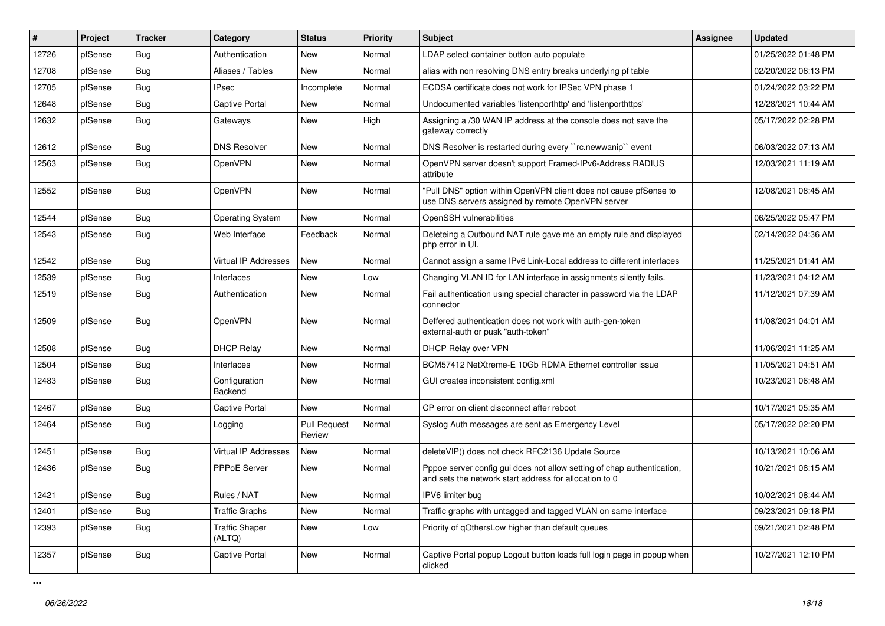| # | Project | Tracker | Category | Status | Priority | Subject | Assignee | Updated |
|---|---|---|---|---|---|---|---|---|
| 12726 | pfSense | Bug | Authentication | New | Normal | LDAP select container button auto populate | | 01/25/2022 01:48 PM |
| 12708 | pfSense | Bug | Aliases / Tables | New | Normal | alias with non resolving DNS entry breaks underlying pf table | | 02/20/2022 06:13 PM |
| 12705 | pfSense | Bug | IPsec | Incomplete | Normal | ECDSA certificate does not work for IPSec VPN phase 1 | | 01/24/2022 03:22 PM |
| 12648 | pfSense | Bug | Captive Portal | New | Normal | Undocumented variables 'listenporthttp' and 'listenporthttps' | | 12/28/2021 10:44 AM |
| 12632 | pfSense | Bug | Gateways | New | High | Assigning a /30 WAN IP address at the console does not save the gateway correctly | | 05/17/2022 02:28 PM |
| 12612 | pfSense | Bug | DNS Resolver | New | Normal | DNS Resolver is restarted during every ``rc.newwanip`` event | | 06/03/2022 07:13 AM |
| 12563 | pfSense | Bug | OpenVPN | New | Normal | OpenVPN server doesn't support Framed-IPv6-Address RADIUS attribute | | 12/03/2021 11:19 AM |
| 12552 | pfSense | Bug | OpenVPN | New | Normal | "Pull DNS" option within OpenVPN client does not cause pfSense to use DNS servers assigned by remote OpenVPN server | | 12/08/2021 08:45 AM |
| 12544 | pfSense | Bug | Operating System | New | Normal | OpenSSH vulnerabilities | | 06/25/2022 05:47 PM |
| 12543 | pfSense | Bug | Web Interface | Feedback | Normal | Deleteing a Outbound NAT rule gave me an empty rule and displayed php error in UI. | | 02/14/2022 04:36 AM |
| 12542 | pfSense | Bug | Virtual IP Addresses | New | Normal | Cannot assign a same IPv6 Link-Local address to different interfaces | | 11/25/2021 01:41 AM |
| 12539 | pfSense | Bug | Interfaces | New | Low | Changing VLAN ID for LAN interface in assignments silently fails. | | 11/23/2021 04:12 AM |
| 12519 | pfSense | Bug | Authentication | New | Normal | Fail authentication using special character in password via the LDAP connector | | 11/12/2021 07:39 AM |
| 12509 | pfSense | Bug | OpenVPN | New | Normal | Deffered authentication does not work with auth-gen-token external-auth or pusk "auth-token" | | 11/08/2021 04:01 AM |
| 12508 | pfSense | Bug | DHCP Relay | New | Normal | DHCP Relay over VPN | | 11/06/2021 11:25 AM |
| 12504 | pfSense | Bug | Interfaces | New | Normal | BCM57412 NetXtreme-E 10Gb RDMA Ethernet controller issue | | 11/05/2021 04:51 AM |
| 12483 | pfSense | Bug | Configuration Backend | New | Normal | GUI creates inconsistent config.xml | | 10/23/2021 06:48 AM |
| 12467 | pfSense | Bug | Captive Portal | New | Normal | CP error on client disconnect after reboot | | 10/17/2021 05:35 AM |
| 12464 | pfSense | Bug | Logging | Pull Request Review | Normal | Syslog Auth messages are sent as Emergency Level | | 05/17/2022 02:20 PM |
| 12451 | pfSense | Bug | Virtual IP Addresses | New | Normal | deleteVIP() does not check RFC2136 Update Source | | 10/13/2021 10:06 AM |
| 12436 | pfSense | Bug | PPPoE Server | New | Normal | Pppoe server config gui does not allow setting of chap authentication, and sets the network start address for allocation to 0 | | 10/21/2021 08:15 AM |
| 12421 | pfSense | Bug | Rules / NAT | New | Normal | IPV6 limiter bug | | 10/02/2021 08:44 AM |
| 12401 | pfSense | Bug | Traffic Graphs | New | Normal | Traffic graphs with untagged and tagged VLAN on same interface | | 09/23/2021 09:18 PM |
| 12393 | pfSense | Bug | Traffic Shaper (ALTQ) | New | Low | Priority of qOthersLow higher than default queues | | 09/21/2021 02:48 PM |
| 12357 | pfSense | Bug | Captive Portal | New | Normal | Captive Portal popup Logout button loads full login page in popup when clicked | | 10/27/2021 12:10 PM |

...